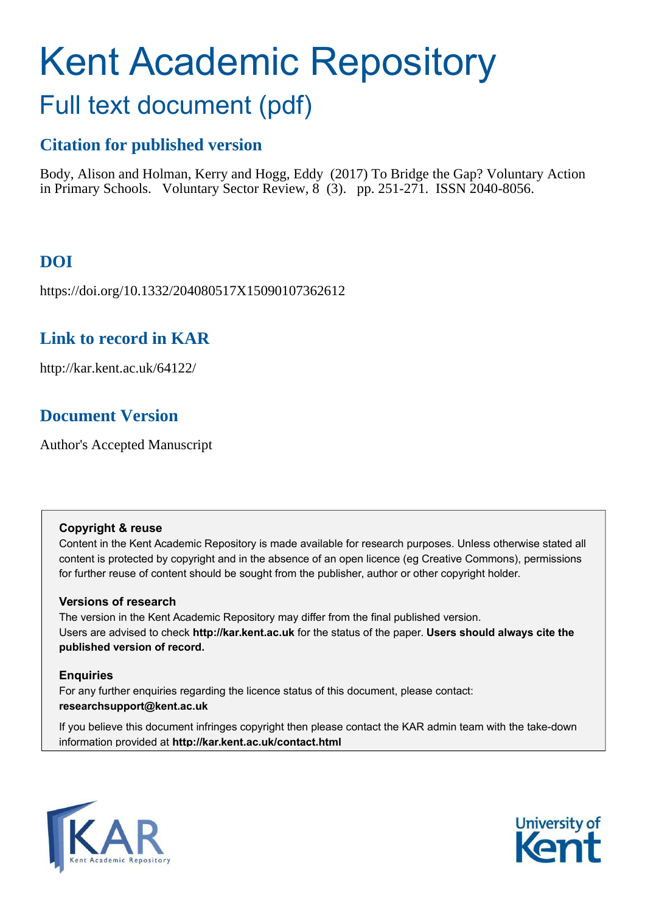# Kent Academic Repository

## Full text document (pdf)

### Citation for published version

Body, Alison and Holman, Kerry and Hogg, Eddy (2017) To Bridge the Gap? Voluntary Action in Primary Schools. Voluntary Sector Review, 8 (3). pp. 251-271. ISSN 2040-8056.

### DOI

https://doi.org/10.1332/204080517X15090107362612

### Link to record in KAR

http://kar.kent.ac.uk/64122/

### Document Version

Author's Accepted Manuscript

**Copyright & reuse**

Content in the Kent Academic Repository is made available for research purposes. Unless otherwise stated all content is protected by copyright and in the absence of an open licence (eg Creative Commons), permissions for further reuse of content should be sought from the publisher, author or other copyright holder.

**Versions of research**

The version in the Kent Academic Repository may differ from the final published version.
Users are advised to check **http://kar.kent.ac.uk** for the status of the paper. **Users should always cite the published version of record.**

**Enquiries**

For any further enquiries regarding the licence status of this document, please contact:
**researchsupport@kent.ac.uk**

If you believe this document infringes copyright then please contact the KAR admin team with the take-down information provided at **http://kar.kent.ac.uk/contact.html**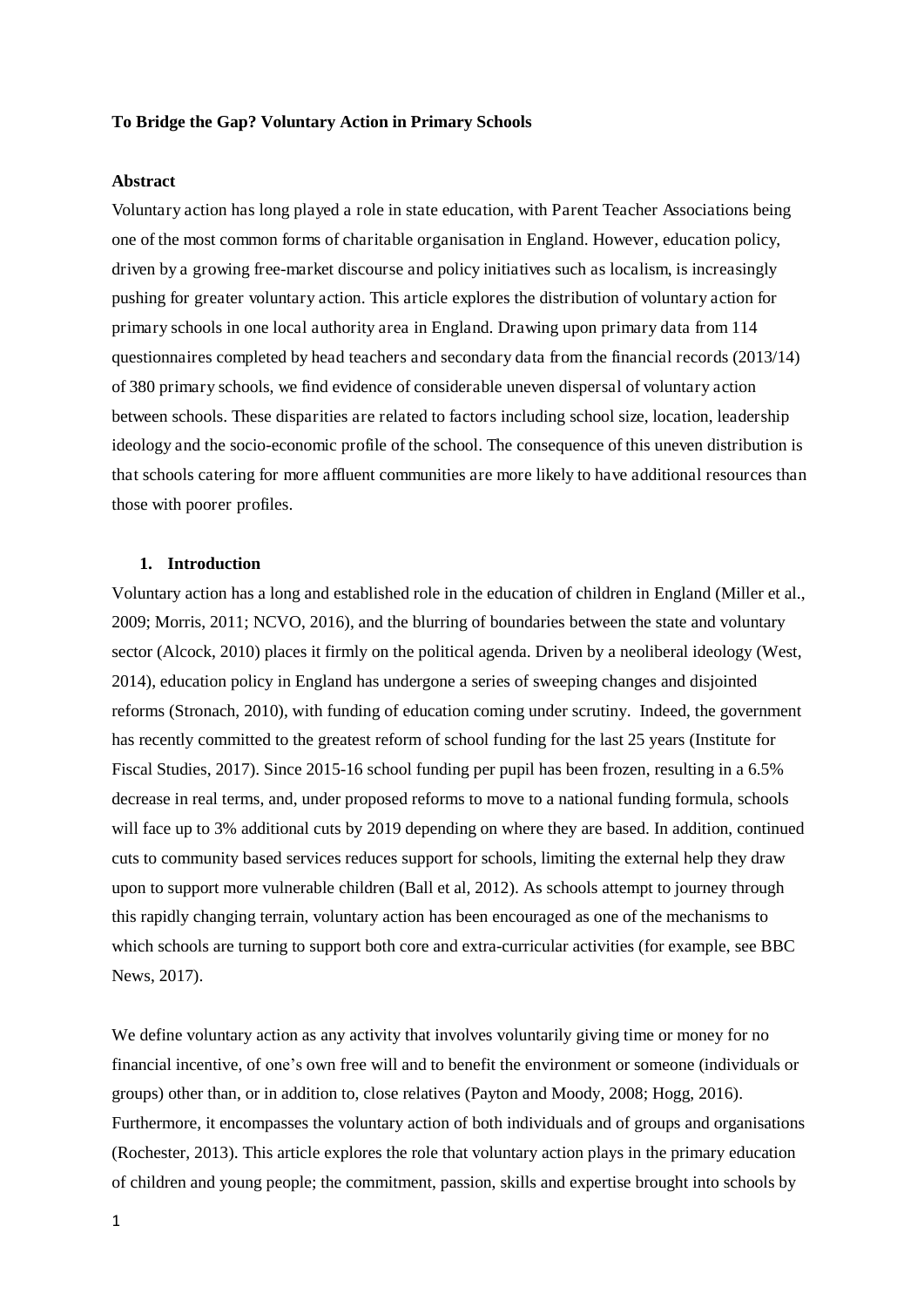**To Bridge the Gap? Voluntary Action in Primary Schools**

**Abstract**

Voluntary action has long played a role in state education, with Parent Teacher Associations being one of the most common forms of charitable organisation in England. However, education policy, driven by a growing free-market discourse and policy initiatives such as localism, is increasingly pushing for greater voluntary action. This article explores the distribution of voluntary action for primary schools in one local authority area in England. Drawing upon primary data from 114 questionnaires completed by head teachers and secondary data from the financial records (2013/14) of 380 primary schools, we find evidence of considerable uneven dispersal of voluntary action between schools. These disparities are related to factors including school size, location, leadership ideology and the socio-economic profile of the school. The consequence of this uneven distribution is that schools catering for more affluent communities are more likely to have additional resources than those with poorer profiles.

## 1. Introduction

Voluntary action has a long and established role in the education of children in England (Miller et al., 2009; Morris, 2011; NCVO, 2016), and the blurring of boundaries between the state and voluntary sector (Alcock, 2010) places it firmly on the political agenda. Driven by a neoliberal ideology (West, 2014), education policy in England has undergone a series of sweeping changes and disjointed reforms (Stronach, 2010), with funding of education coming under scrutiny. Indeed, the government has recently committed to the greatest reform of school funding for the last 25 years (Institute for Fiscal Studies, 2017). Since 2015-16 school funding per pupil has been frozen, resulting in a 6.5% decrease in real terms, and, under proposed reforms to move to a national funding formula, schools will face up to 3% additional cuts by 2019 depending on where they are based. In addition, continued cuts to community based services reduces support for schools, limiting the external help they draw upon to support more vulnerable children (Ball et al, 2012). As schools attempt to journey through this rapidly changing terrain, voluntary action has been encouraged as one of the mechanisms to which schools are turning to support both core and extra-curricular activities (for example, see BBC News, 2017).

We define voluntary action as any activity that involves voluntarily giving time or money for no financial incentive, of one's own free will and to benefit the environment or someone (individuals or groups) other than, or in addition to, close relatives (Payton and Moody, 2008; Hogg, 2016). Furthermore, it encompasses the voluntary action of both individuals and of groups and organisations (Rochester, 2013). This article explores the role that voluntary action plays in the primary education of children and young people; the commitment, passion, skills and expertise brought into schools by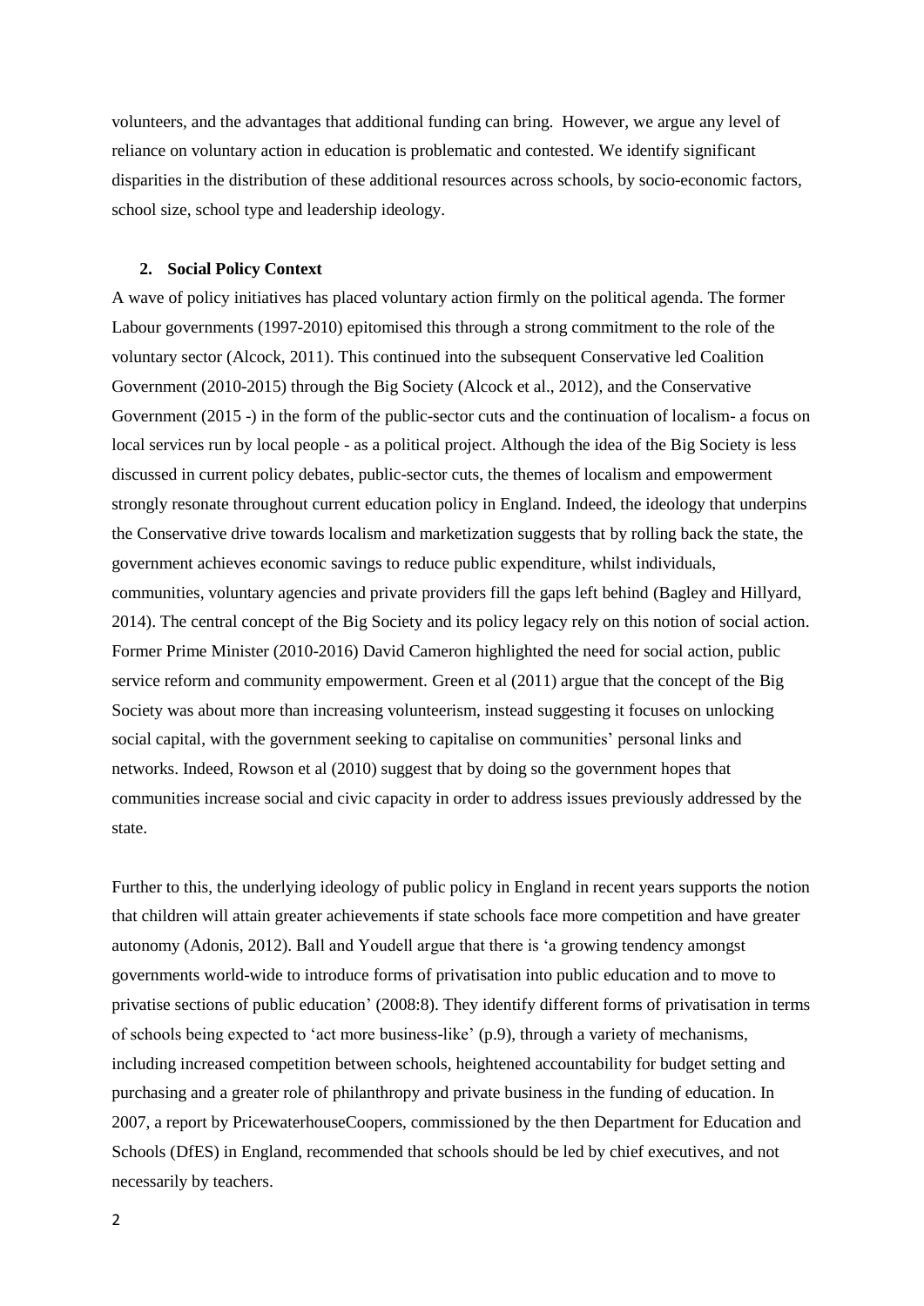volunteers, and the advantages that additional funding can bring. However, we argue any level of reliance on voluntary action in education is problematic and contested. We identify significant disparities in the distribution of these additional resources across schools, by socio-economic factors, school size, school type and leadership ideology.

## 2. Social Policy Context

A wave of policy initiatives has placed voluntary action firmly on the political agenda. The former Labour governments (1997-2010) epitomised this through a strong commitment to the role of the voluntary sector (Alcock, 2011). This continued into the subsequent Conservative led Coalition Government (2010-2015) through the Big Society (Alcock et al., 2012), and the Conservative Government (2015 -) in the form of the public-sector cuts and the continuation of localism- a focus on local services run by local people - as a political project. Although the idea of the Big Society is less discussed in current policy debates, public-sector cuts, the themes of localism and empowerment strongly resonate throughout current education policy in England. Indeed, the ideology that underpins the Conservative drive towards localism and marketization suggests that by rolling back the state, the government achieves economic savings to reduce public expenditure, whilst individuals, communities, voluntary agencies and private providers fill the gaps left behind (Bagley and Hillyard, 2014). The central concept of the Big Society and its policy legacy rely on this notion of social action. Former Prime Minister (2010-2016) David Cameron highlighted the need for social action, public service reform and community empowerment. Green et al (2011) argue that the concept of the Big Society was about more than increasing volunteerism, instead suggesting it focuses on unlocking social capital, with the government seeking to capitalise on communities' personal links and networks. Indeed, Rowson et al (2010) suggest that by doing so the government hopes that communities increase social and civic capacity in order to address issues previously addressed by the state.

Further to this, the underlying ideology of public policy in England in recent years supports the notion that children will attain greater achievements if state schools face more competition and have greater autonomy (Adonis, 2012). Ball and Youdell argue that there is 'a growing tendency amongst governments world-wide to introduce forms of privatisation into public education and to move to privatise sections of public education' (2008:8). They identify different forms of privatisation in terms of schools being expected to 'act more business-like' (p.9), through a variety of mechanisms, including increased competition between schools, heightened accountability for budget setting and purchasing and a greater role of philanthropy and private business in the funding of education. In 2007, a report by PricewaterhouseCoopers, commissioned by the then Department for Education and Schools (DfES) in England, recommended that schools should be led by chief executives, and not necessarily by teachers.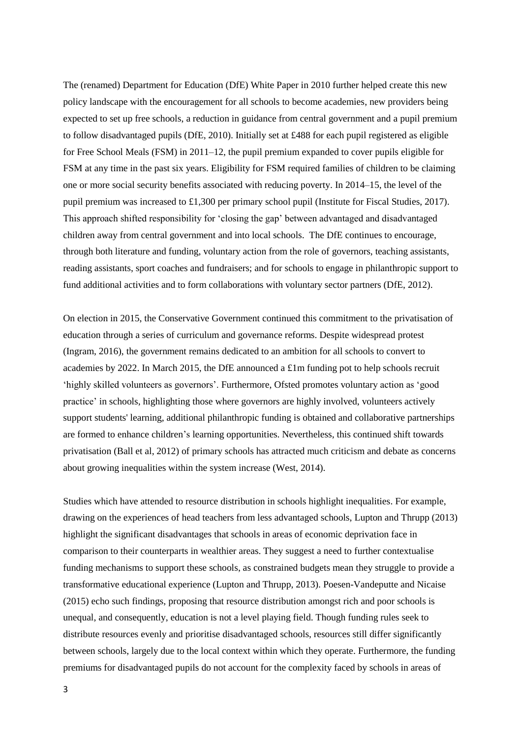The (renamed) Department for Education (DfE) White Paper in 2010 further helped create this new policy landscape with the encouragement for all schools to become academies, new providers being expected to set up free schools, a reduction in guidance from central government and a pupil premium to follow disadvantaged pupils (DfE, 2010). Initially set at £488 for each pupil registered as eligible for Free School Meals (FSM) in 2011–12, the pupil premium expanded to cover pupils eligible for FSM at any time in the past six years. Eligibility for FSM required families of children to be claiming one or more social security benefits associated with reducing poverty. In 2014–15, the level of the pupil premium was increased to £1,300 per primary school pupil (Institute for Fiscal Studies, 2017). This approach shifted responsibility for 'closing the gap' between advantaged and disadvantaged children away from central government and into local schools. The DfE continues to encourage, through both literature and funding, voluntary action from the role of governors, teaching assistants, reading assistants, sport coaches and fundraisers; and for schools to engage in philanthropic support to fund additional activities and to form collaborations with voluntary sector partners (DfE, 2012).

On election in 2015, the Conservative Government continued this commitment to the privatisation of education through a series of curriculum and governance reforms. Despite widespread protest (Ingram, 2016), the government remains dedicated to an ambition for all schools to convert to academies by 2022. In March 2015, the DfE announced a £1m funding pot to help schools recruit 'highly skilled volunteers as governors'. Furthermore, Ofsted promotes voluntary action as 'good practice' in schools, highlighting those where governors are highly involved, volunteers actively support students' learning, additional philanthropic funding is obtained and collaborative partnerships are formed to enhance children's learning opportunities. Nevertheless, this continued shift towards privatisation (Ball et al, 2012) of primary schools has attracted much criticism and debate as concerns about growing inequalities within the system increase (West, 2014).

Studies which have attended to resource distribution in schools highlight inequalities. For example, drawing on the experiences of head teachers from less advantaged schools, Lupton and Thrupp (2013) highlight the significant disadvantages that schools in areas of economic deprivation face in comparison to their counterparts in wealthier areas. They suggest a need to further contextualise funding mechanisms to support these schools, as constrained budgets mean they struggle to provide a transformative educational experience (Lupton and Thrupp, 2013). Poesen-Vandeputte and Nicaise (2015) echo such findings, proposing that resource distribution amongst rich and poor schools is unequal, and consequently, education is not a level playing field. Though funding rules seek to distribute resources evenly and prioritise disadvantaged schools, resources still differ significantly between schools, largely due to the local context within which they operate. Furthermore, the funding premiums for disadvantaged pupils do not account for the complexity faced by schools in areas of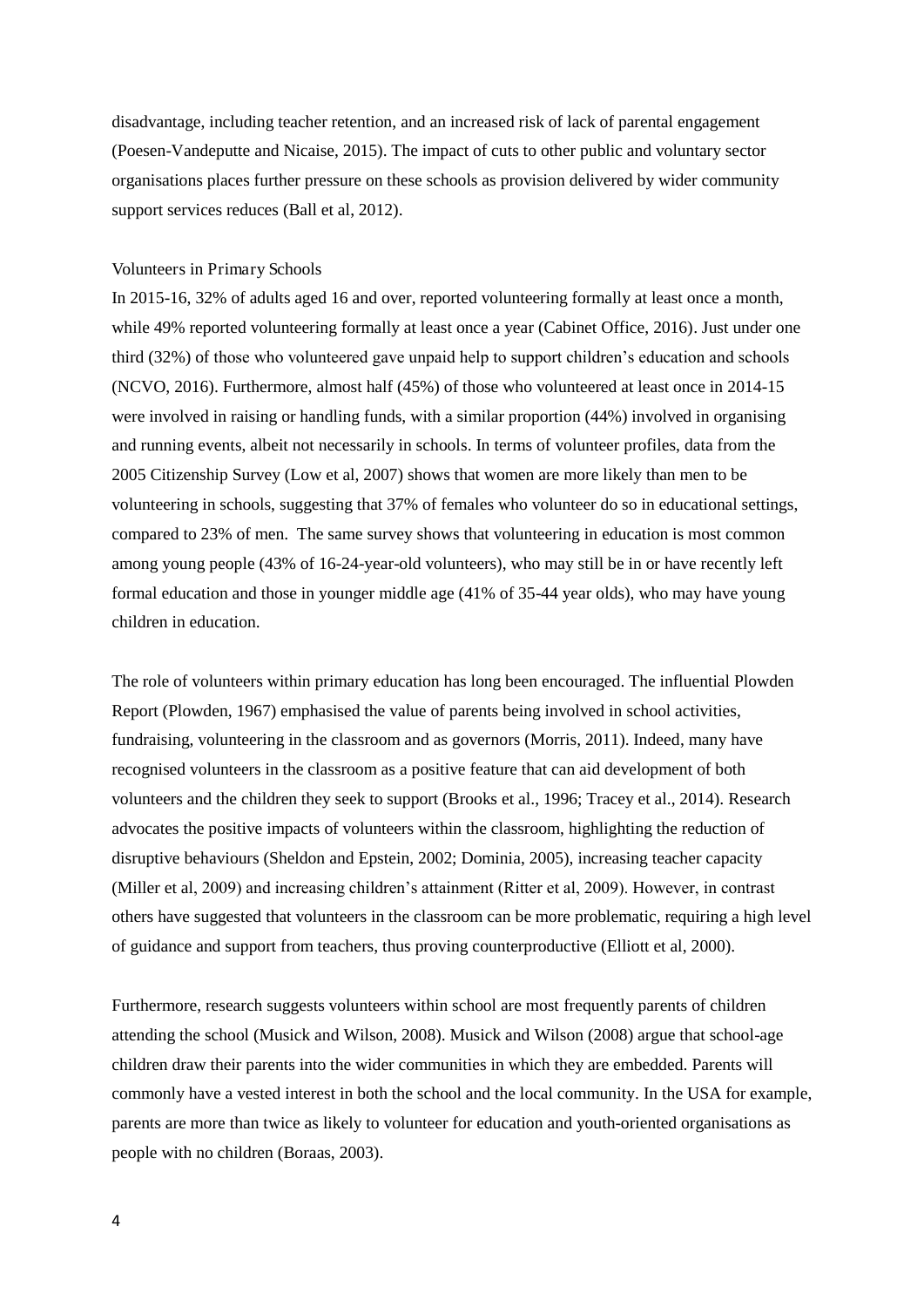disadvantage, including teacher retention, and an increased risk of lack of parental engagement (Poesen-Vandeputte and Nicaise, 2015). The impact of cuts to other public and voluntary sector organisations places further pressure on these schools as provision delivered by wider community support services reduces (Ball et al, 2012).

## Volunteers in Primary Schools

In 2015-16, 32% of adults aged 16 and over, reported volunteering formally at least once a month, while 49% reported volunteering formally at least once a year (Cabinet Office, 2016). Just under one third (32%) of those who volunteered gave unpaid help to support children's education and schools (NCVO, 2016). Furthermore, almost half (45%) of those who volunteered at least once in 2014-15 were involved in raising or handling funds, with a similar proportion (44%) involved in organising and running events, albeit not necessarily in schools. In terms of volunteer profiles, data from the 2005 Citizenship Survey (Low et al, 2007) shows that women are more likely than men to be volunteering in schools, suggesting that 37% of females who volunteer do so in educational settings, compared to 23% of men. The same survey shows that volunteering in education is most common among young people (43% of 16-24-year-old volunteers), who may still be in or have recently left formal education and those in younger middle age (41% of 35-44 year olds), who may have young children in education.

The role of volunteers within primary education has long been encouraged. The influential Plowden Report (Plowden, 1967) emphasised the value of parents being involved in school activities, fundraising, volunteering in the classroom and as governors (Morris, 2011). Indeed, many have recognised volunteers in the classroom as a positive feature that can aid development of both volunteers and the children they seek to support (Brooks et al., 1996; Tracey et al., 2014). Research advocates the positive impacts of volunteers within the classroom, highlighting the reduction of disruptive behaviours (Sheldon and Epstein, 2002; Dominia, 2005), increasing teacher capacity (Miller et al, 2009) and increasing children's attainment (Ritter et al, 2009). However, in contrast others have suggested that volunteers in the classroom can be more problematic, requiring a high level of guidance and support from teachers, thus proving counterproductive (Elliott et al, 2000).

Furthermore, research suggests volunteers within school are most frequently parents of children attending the school (Musick and Wilson, 2008). Musick and Wilson (2008) argue that school-age children draw their parents into the wider communities in which they are embedded. Parents will commonly have a vested interest in both the school and the local community. In the USA for example, parents are more than twice as likely to volunteer for education and youth-oriented organisations as people with no children (Boraas, 2003).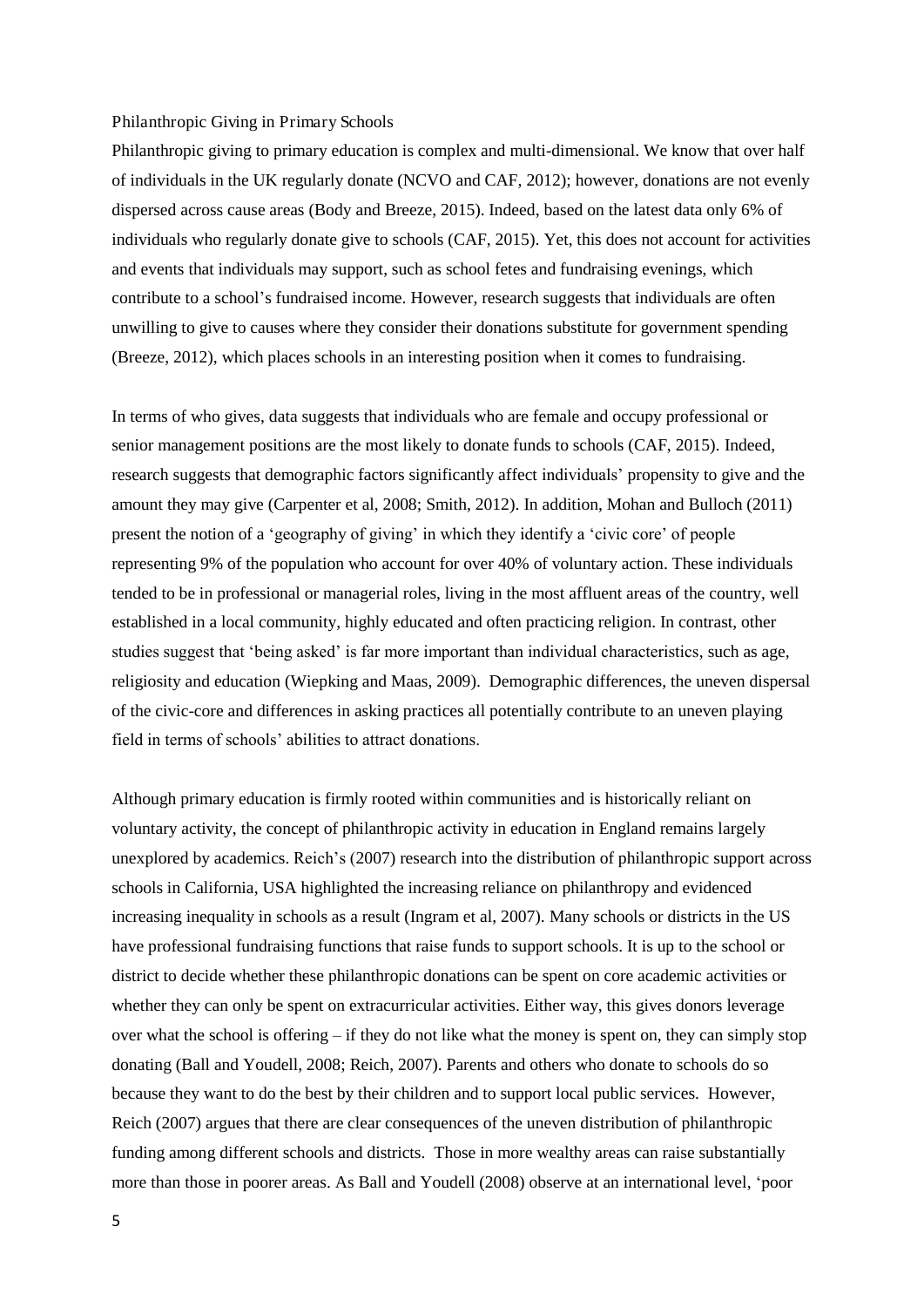## Philanthropic Giving in Primary Schools

Philanthropic giving to primary education is complex and multi-dimensional. We know that over half of individuals in the UK regularly donate (NCVO and CAF, 2012); however, donations are not evenly dispersed across cause areas (Body and Breeze, 2015). Indeed, based on the latest data only 6% of individuals who regularly donate give to schools (CAF, 2015). Yet, this does not account for activities and events that individuals may support, such as school fetes and fundraising evenings, which contribute to a school's fundraised income. However, research suggests that individuals are often unwilling to give to causes where they consider their donations substitute for government spending (Breeze, 2012), which places schools in an interesting position when it comes to fundraising.

In terms of who gives, data suggests that individuals who are female and occupy professional or senior management positions are the most likely to donate funds to schools (CAF, 2015). Indeed, research suggests that demographic factors significantly affect individuals' propensity to give and the amount they may give (Carpenter et al, 2008; Smith, 2012). In addition, Mohan and Bulloch (2011) present the notion of a 'geography of giving' in which they identify a 'civic core' of people representing 9% of the population who account for over 40% of voluntary action. These individuals tended to be in professional or managerial roles, living in the most affluent areas of the country, well established in a local community, highly educated and often practicing religion. In contrast, other studies suggest that 'being asked' is far more important than individual characteristics, such as age, religiosity and education (Wiepking and Maas, 2009). Demographic differences, the uneven dispersal of the civic-core and differences in asking practices all potentially contribute to an uneven playing field in terms of schools' abilities to attract donations.

Although primary education is firmly rooted within communities and is historically reliant on voluntary activity, the concept of philanthropic activity in education in England remains largely unexplored by academics. Reich's (2007) research into the distribution of philanthropic support across schools in California, USA highlighted the increasing reliance on philanthropy and evidenced increasing inequality in schools as a result (Ingram et al, 2007). Many schools or districts in the US have professional fundraising functions that raise funds to support schools. It is up to the school or district to decide whether these philanthropic donations can be spent on core academic activities or whether they can only be spent on extracurricular activities. Either way, this gives donors leverage over what the school is offering – if they do not like what the money is spent on, they can simply stop donating (Ball and Youdell, 2008; Reich, 2007). Parents and others who donate to schools do so because they want to do the best by their children and to support local public services. However, Reich (2007) argues that there are clear consequences of the uneven distribution of philanthropic funding among different schools and districts. Those in more wealthy areas can raise substantially more than those in poorer areas. As Ball and Youdell (2008) observe at an international level, 'poor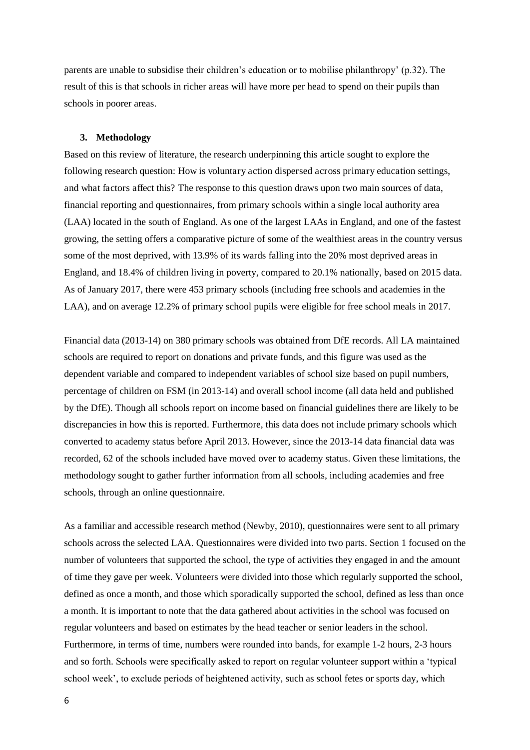parents are unable to subsidise their children's education or to mobilise philanthropy' (p.32). The result of this is that schools in richer areas will have more per head to spend on their pupils than schools in poorer areas.

### 3. Methodology

Based on this review of literature, the research underpinning this article sought to explore the following research question: How is voluntary action dispersed across primary education settings, and what factors affect this? The response to this question draws upon two main sources of data, financial reporting and questionnaires, from primary schools within a single local authority area (LAA) located in the south of England. As one of the largest LAAs in England, and one of the fastest growing, the setting offers a comparative picture of some of the wealthiest areas in the country versus some of the most deprived, with 13.9% of its wards falling into the 20% most deprived areas in England, and 18.4% of children living in poverty, compared to 20.1% nationally, based on 2015 data. As of January 2017, there were 453 primary schools (including free schools and academies in the LAA), and on average 12.2% of primary school pupils were eligible for free school meals in 2017.

Financial data (2013-14) on 380 primary schools was obtained from DfE records. All LA maintained schools are required to report on donations and private funds, and this figure was used as the dependent variable and compared to independent variables of school size based on pupil numbers, percentage of children on FSM (in 2013-14) and overall school income (all data held and published by the DfE). Though all schools report on income based on financial guidelines there are likely to be discrepancies in how this is reported. Furthermore, this data does not include primary schools which converted to academy status before April 2013. However, since the 2013-14 data financial data was recorded, 62 of the schools included have moved over to academy status. Given these limitations, the methodology sought to gather further information from all schools, including academies and free schools, through an online questionnaire.

As a familiar and accessible research method (Newby, 2010), questionnaires were sent to all primary schools across the selected LAA. Questionnaires were divided into two parts. Section 1 focused on the number of volunteers that supported the school, the type of activities they engaged in and the amount of time they gave per week. Volunteers were divided into those which regularly supported the school, defined as once a month, and those which sporadically supported the school, defined as less than once a month. It is important to note that the data gathered about activities in the school was focused on regular volunteers and based on estimates by the head teacher or senior leaders in the school. Furthermore, in terms of time, numbers were rounded into bands, for example 1-2 hours, 2-3 hours and so forth. Schools were specifically asked to report on regular volunteer support within a 'typical school week', to exclude periods of heightened activity, such as school fetes or sports day, which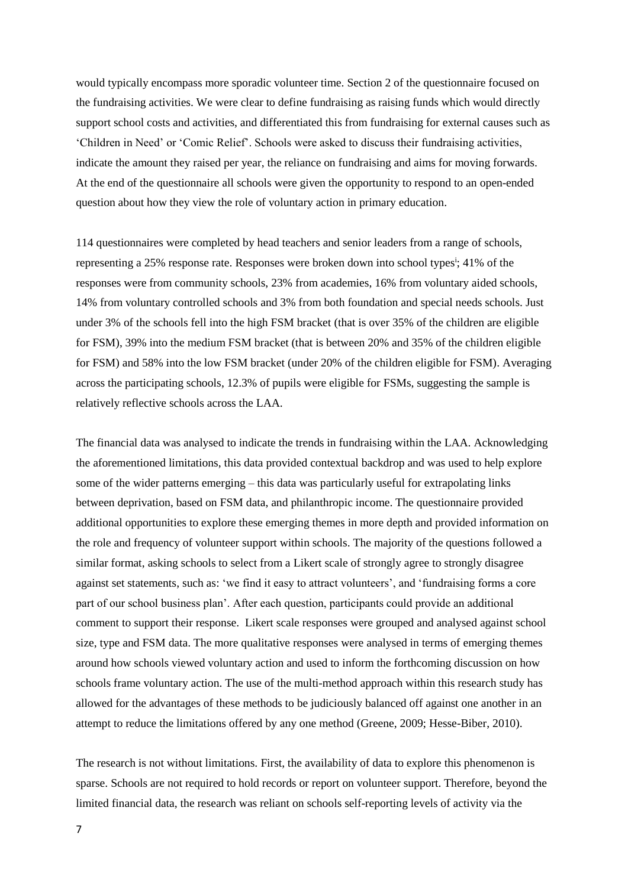would typically encompass more sporadic volunteer time. Section 2 of the questionnaire focused on the fundraising activities. We were clear to define fundraising as raising funds which would directly support school costs and activities, and differentiated this from fundraising for external causes such as 'Children in Need' or 'Comic Relief'. Schools were asked to discuss their fundraising activities, indicate the amount they raised per year, the reliance on fundraising and aims for moving forwards. At the end of the questionnaire all schools were given the opportunity to respond to an open-ended question about how they view the role of voluntary action in primary education.

114 questionnaires were completed by head teachers and senior leaders from a range of schools, representing a 25% response rate. Responses were broken down into school types[i]; 41% of the responses were from community schools, 23% from academies, 16% from voluntary aided schools, 14% from voluntary controlled schools and 3% from both foundation and special needs schools. Just under 3% of the schools fell into the high FSM bracket (that is over 35% of the children are eligible for FSM), 39% into the medium FSM bracket (that is between 20% and 35% of the children eligible for FSM) and 58% into the low FSM bracket (under 20% of the children eligible for FSM). Averaging across the participating schools, 12.3% of pupils were eligible for FSMs, suggesting the sample is relatively reflective schools across the LAA.

The financial data was analysed to indicate the trends in fundraising within the LAA. Acknowledging the aforementioned limitations, this data provided contextual backdrop and was used to help explore some of the wider patterns emerging – this data was particularly useful for extrapolating links between deprivation, based on FSM data, and philanthropic income. The questionnaire provided additional opportunities to explore these emerging themes in more depth and provided information on the role and frequency of volunteer support within schools. The majority of the questions followed a similar format, asking schools to select from a Likert scale of strongly agree to strongly disagree against set statements, such as: 'we find it easy to attract volunteers', and 'fundraising forms a core part of our school business plan'. After each question, participants could provide an additional comment to support their response. Likert scale responses were grouped and analysed against school size, type and FSM data. The more qualitative responses were analysed in terms of emerging themes around how schools viewed voluntary action and used to inform the forthcoming discussion on how schools frame voluntary action. The use of the multi-method approach within this research study has allowed for the advantages of these methods to be judiciously balanced off against one another in an attempt to reduce the limitations offered by any one method (Greene, 2009; Hesse-Biber, 2010).

The research is not without limitations. First, the availability of data to explore this phenomenon is sparse. Schools are not required to hold records or report on volunteer support. Therefore, beyond the limited financial data, the research was reliant on schools self-reporting levels of activity via the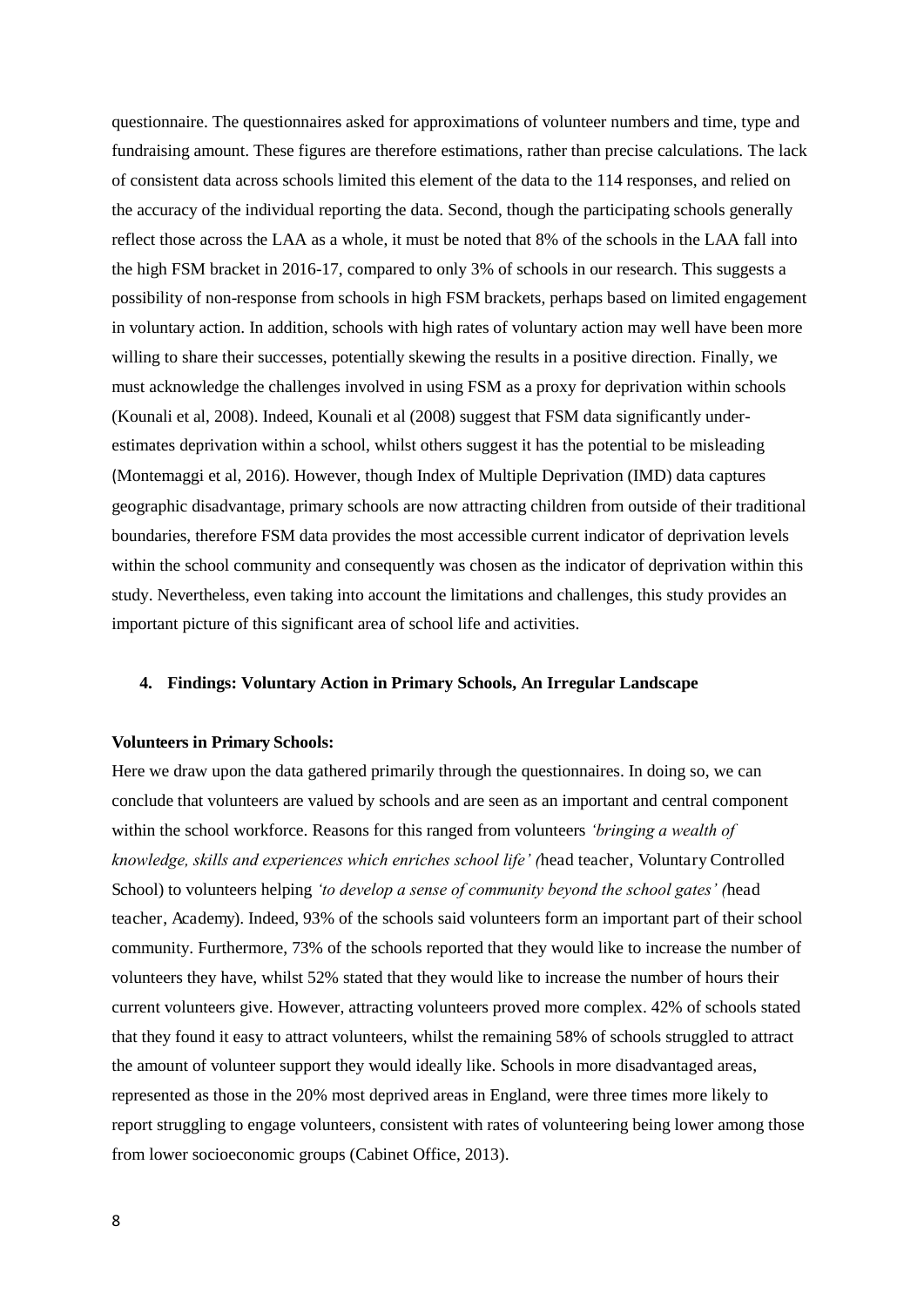questionnaire. The questionnaires asked for approximations of volunteer numbers and time, type and fundraising amount. These figures are therefore estimations, rather than precise calculations. The lack of consistent data across schools limited this element of the data to the 114 responses, and relied on the accuracy of the individual reporting the data. Second, though the participating schools generally reflect those across the LAA as a whole, it must be noted that 8% of the schools in the LAA fall into the high FSM bracket in 2016-17, compared to only 3% of schools in our research. This suggests a possibility of non-response from schools in high FSM brackets, perhaps based on limited engagement in voluntary action. In addition, schools with high rates of voluntary action may well have been more willing to share their successes, potentially skewing the results in a positive direction. Finally, we must acknowledge the challenges involved in using FSM as a proxy for deprivation within schools (Kounali et al, 2008). Indeed, Kounali et al (2008) suggest that FSM data significantly under-estimates deprivation within a school, whilst others suggest it has the potential to be misleading (Montemaggi et al, 2016). However, though Index of Multiple Deprivation (IMD) data captures geographic disadvantage, primary schools are now attracting children from outside of their traditional boundaries, therefore FSM data provides the most accessible current indicator of deprivation levels within the school community and consequently was chosen as the indicator of deprivation within this study. Nevertheless, even taking into account the limitations and challenges, this study provides an important picture of this significant area of school life and activities.

## 4. Findings: Voluntary Action in Primary Schools, An Irregular Landscape

**Volunteers in Primary Schools:**

Here we draw upon the data gathered primarily through the questionnaires. In doing so, we can conclude that volunteers are valued by schools and are seen as an important and central component within the school workforce. Reasons for this ranged from volunteers *'bringing a wealth of knowledge, skills and experiences which enriches school life' (*head teacher, Voluntary Controlled School) to volunteers helping *'to develop a sense of community beyond the school gates' (*head teacher, Academy). Indeed, 93% of the schools said volunteers form an important part of their school community. Furthermore, 73% of the schools reported that they would like to increase the number of volunteers they have, whilst 52% stated that they would like to increase the number of hours their current volunteers give. However, attracting volunteers proved more complex. 42% of schools stated that they found it easy to attract volunteers, whilst the remaining 58% of schools struggled to attract the amount of volunteer support they would ideally like. Schools in more disadvantaged areas, represented as those in the 20% most deprived areas in England, were three times more likely to report struggling to engage volunteers, consistent with rates of volunteering being lower among those from lower socioeconomic groups (Cabinet Office, 2013).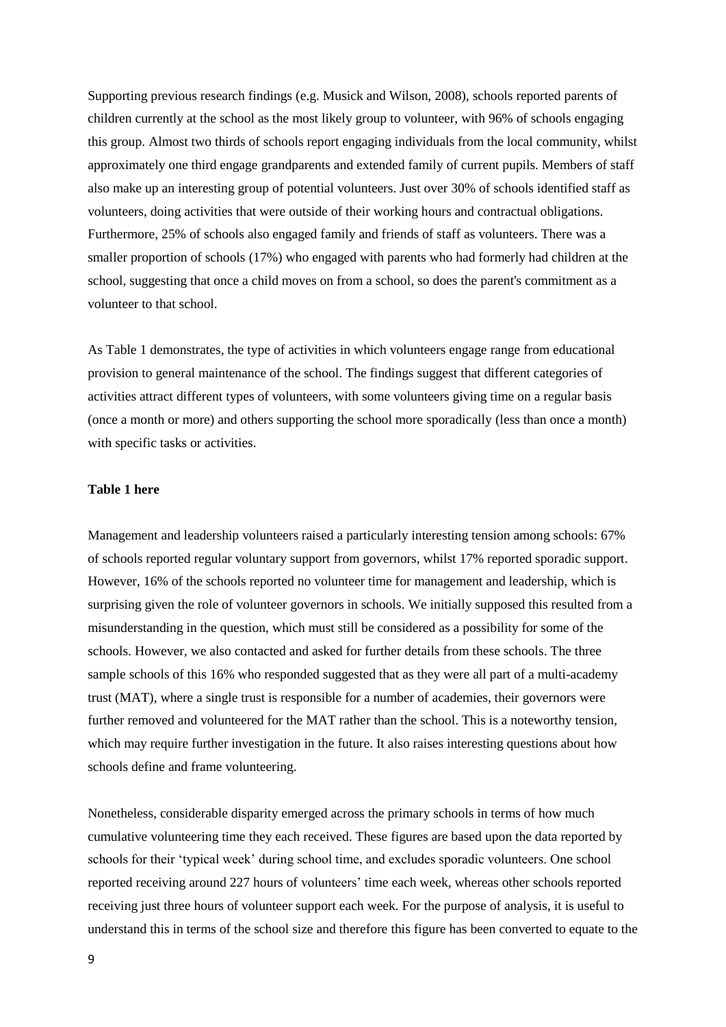Supporting previous research findings (e.g. Musick and Wilson, 2008), schools reported parents of children currently at the school as the most likely group to volunteer, with 96% of schools engaging this group. Almost two thirds of schools report engaging individuals from the local community, whilst approximately one third engage grandparents and extended family of current pupils. Members of staff also make up an interesting group of potential volunteers. Just over 30% of schools identified staff as volunteers, doing activities that were outside of their working hours and contractual obligations. Furthermore, 25% of schools also engaged family and friends of staff as volunteers. There was a smaller proportion of schools (17%) who engaged with parents who had formerly had children at the school, suggesting that once a child moves on from a school, so does the parent's commitment as a volunteer to that school.

As Table 1 demonstrates, the type of activities in which volunteers engage range from educational provision to general maintenance of the school. The findings suggest that different categories of activities attract different types of volunteers, with some volunteers giving time on a regular basis (once a month or more) and others supporting the school more sporadically (less than once a month) with specific tasks or activities.

**Table 1 here**

Management and leadership volunteers raised a particularly interesting tension among schools: 67% of schools reported regular voluntary support from governors, whilst 17% reported sporadic support. However, 16% of the schools reported no volunteer time for management and leadership, which is surprising given the role of volunteer governors in schools. We initially supposed this resulted from a misunderstanding in the question, which must still be considered as a possibility for some of the schools. However, we also contacted and asked for further details from these schools. The three sample schools of this 16% who responded suggested that as they were all part of a multi-academy trust (MAT), where a single trust is responsible for a number of academies, their governors were further removed and volunteered for the MAT rather than the school. This is a noteworthy tension, which may require further investigation in the future. It also raises interesting questions about how schools define and frame volunteering.

Nonetheless, considerable disparity emerged across the primary schools in terms of how much cumulative volunteering time they each received. These figures are based upon the data reported by schools for their 'typical week' during school time, and excludes sporadic volunteers. One school reported receiving around 227 hours of volunteers' time each week, whereas other schools reported receiving just three hours of volunteer support each week. For the purpose of analysis, it is useful to understand this in terms of the school size and therefore this figure has been converted to equate to the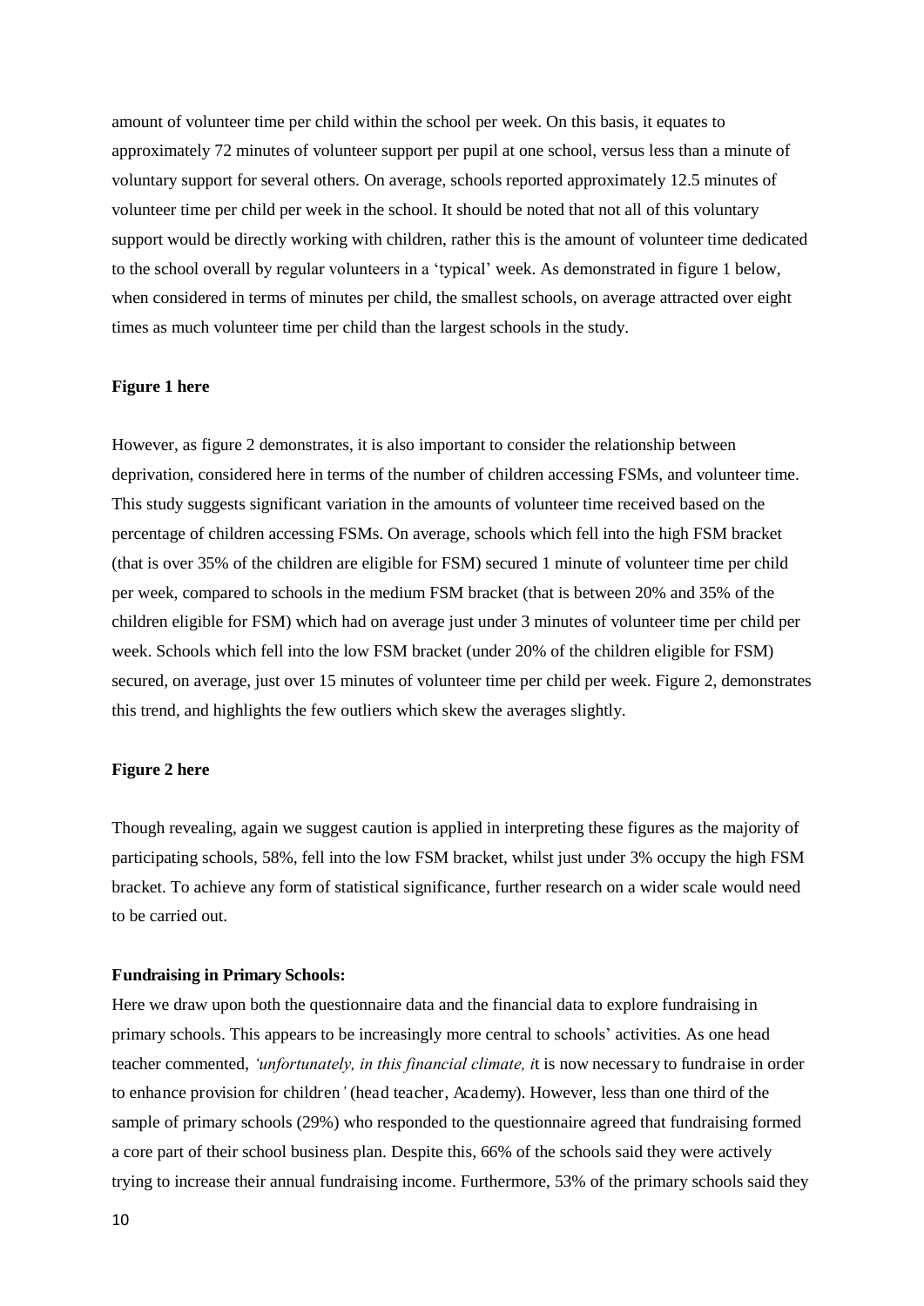amount of volunteer time per child within the school per week. On this basis, it equates to approximately 72 minutes of volunteer support per pupil at one school, versus less than a minute of voluntary support for several others. On average, schools reported approximately 12.5 minutes of volunteer time per child per week in the school. It should be noted that not all of this voluntary support would be directly working with children, rather this is the amount of volunteer time dedicated to the school overall by regular volunteers in a 'typical' week. As demonstrated in figure 1 below, when considered in terms of minutes per child, the smallest schools, on average attracted over eight times as much volunteer time per child than the largest schools in the study.

**Figure 1 here**

However, as figure 2 demonstrates, it is also important to consider the relationship between deprivation, considered here in terms of the number of children accessing FSMs, and volunteer time. This study suggests significant variation in the amounts of volunteer time received based on the percentage of children accessing FSMs. On average, schools which fell into the high FSM bracket (that is over 35% of the children are eligible for FSM) secured 1 minute of volunteer time per child per week, compared to schools in the medium FSM bracket (that is between 20% and 35% of the children eligible for FSM) which had on average just under 3 minutes of volunteer time per child per week. Schools which fell into the low FSM bracket (under 20% of the children eligible for FSM) secured, on average, just over 15 minutes of volunteer time per child per week. Figure 2, demonstrates this trend, and highlights the few outliers which skew the averages slightly.

**Figure 2 here**

Though revealing, again we suggest caution is applied in interpreting these figures as the majority of participating schools, 58%, fell into the low FSM bracket, whilst just under 3% occupy the high FSM bracket. To achieve any form of statistical significance, further research on a wider scale would need to be carried out.

**Fundraising in Primary Schools:**

Here we draw upon both the questionnaire data and the financial data to explore fundraising in primary schools. This appears to be increasingly more central to schools' activities. As one head teacher commented, *'unfortunately, in this financial climate, i*t is now necessary to fundraise in order to enhance provision for children*'* (head teacher, Academy). However, less than one third of the sample of primary schools (29%) who responded to the questionnaire agreed that fundraising formed a core part of their school business plan. Despite this, 66% of the schools said they were actively trying to increase their annual fundraising income. Furthermore, 53% of the primary schools said they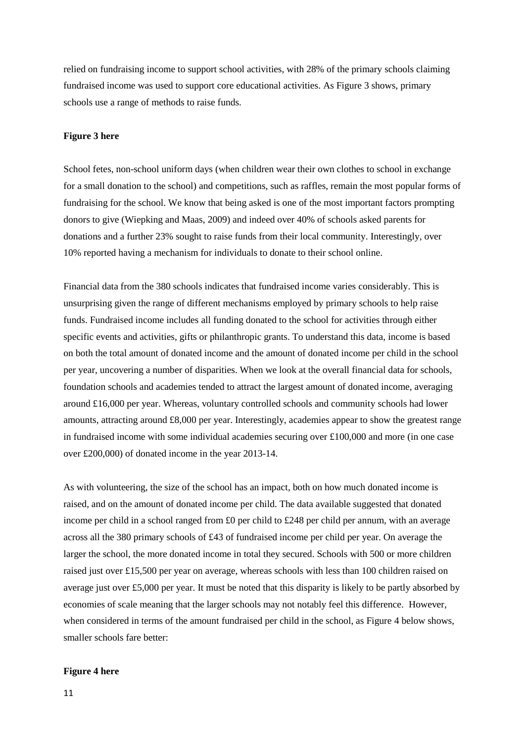relied on fundraising income to support school activities, with 28% of the primary schools claiming fundraised income was used to support core educational activities. As Figure 3 shows, primary schools use a range of methods to raise funds.

**Figure 3 here**

School fetes, non-school uniform days (when children wear their own clothes to school in exchange for a small donation to the school) and competitions, such as raffles, remain the most popular forms of fundraising for the school. We know that being asked is one of the most important factors prompting donors to give (Wiepking and Maas, 2009) and indeed over 40% of schools asked parents for donations and a further 23% sought to raise funds from their local community. Interestingly, over 10% reported having a mechanism for individuals to donate to their school online.

Financial data from the 380 schools indicates that fundraised income varies considerably. This is unsurprising given the range of different mechanisms employed by primary schools to help raise funds. Fundraised income includes all funding donated to the school for activities through either specific events and activities, gifts or philanthropic grants. To understand this data, income is based on both the total amount of donated income and the amount of donated income per child in the school per year, uncovering a number of disparities. When we look at the overall financial data for schools, foundation schools and academies tended to attract the largest amount of donated income, averaging around £16,000 per year. Whereas, voluntary controlled schools and community schools had lower amounts, attracting around £8,000 per year. Interestingly, academies appear to show the greatest range in fundraised income with some individual academies securing over £100,000 and more (in one case over £200,000) of donated income in the year 2013-14.

As with volunteering, the size of the school has an impact, both on how much donated income is raised, and on the amount of donated income per child. The data available suggested that donated income per child in a school ranged from £0 per child to £248 per child per annum, with an average across all the 380 primary schools of £43 of fundraised income per child per year. On average the larger the school, the more donated income in total they secured. Schools with 500 or more children raised just over £15,500 per year on average, whereas schools with less than 100 children raised on average just over £5,000 per year. It must be noted that this disparity is likely to be partly absorbed by economies of scale meaning that the larger schools may not notably feel this difference. However, when considered in terms of the amount fundraised per child in the school, as Figure 4 below shows, smaller schools fare better:

**Figure 4 here**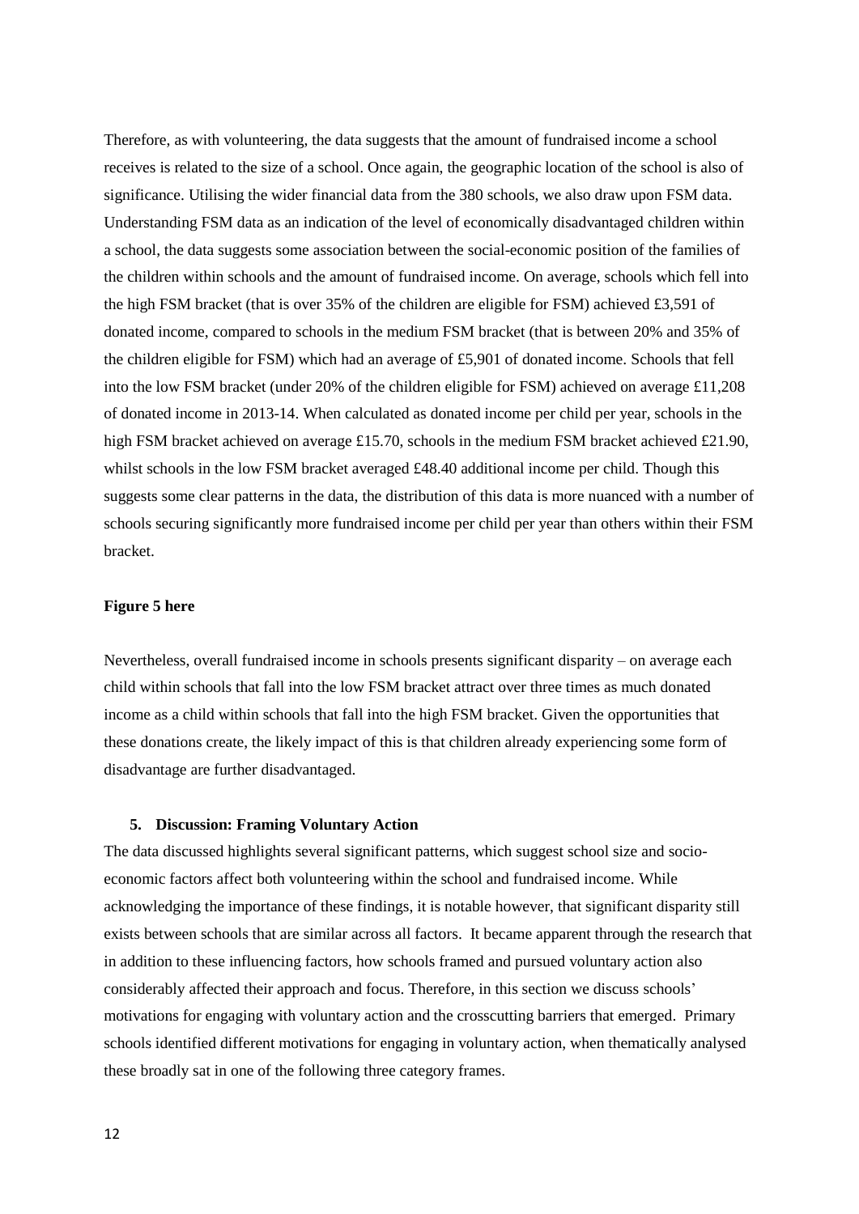Therefore, as with volunteering, the data suggests that the amount of fundraised income a school receives is related to the size of a school. Once again, the geographic location of the school is also of significance. Utilising the wider financial data from the 380 schools, we also draw upon FSM data. Understanding FSM data as an indication of the level of economically disadvantaged children within a school, the data suggests some association between the social-economic position of the families of the children within schools and the amount of fundraised income. On average, schools which fell into the high FSM bracket (that is over 35% of the children are eligible for FSM) achieved £3,591 of donated income, compared to schools in the medium FSM bracket (that is between 20% and 35% of the children eligible for FSM) which had an average of £5,901 of donated income. Schools that fell into the low FSM bracket (under 20% of the children eligible for FSM) achieved on average £11,208 of donated income in 2013-14. When calculated as donated income per child per year, schools in the high FSM bracket achieved on average £15.70, schools in the medium FSM bracket achieved £21.90, whilst schools in the low FSM bracket averaged £48.40 additional income per child. Though this suggests some clear patterns in the data, the distribution of this data is more nuanced with a number of schools securing significantly more fundraised income per child per year than others within their FSM bracket.

**Figure 5 here**

Nevertheless, overall fundraised income in schools presents significant disparity – on average each child within schools that fall into the low FSM bracket attract over three times as much donated income as a child within schools that fall into the high FSM bracket. Given the opportunities that these donations create, the likely impact of this is that children already experiencing some form of disadvantage are further disadvantaged.

## 5. Discussion: Framing Voluntary Action

The data discussed highlights several significant patterns, which suggest school size and socio-economic factors affect both volunteering within the school and fundraised income. While acknowledging the importance of these findings, it is notable however, that significant disparity still exists between schools that are similar across all factors. It became apparent through the research that in addition to these influencing factors, how schools framed and pursued voluntary action also considerably affected their approach and focus. Therefore, in this section we discuss schools' motivations for engaging with voluntary action and the crosscutting barriers that emerged. Primary schools identified different motivations for engaging in voluntary action, when thematically analysed these broadly sat in one of the following three category frames.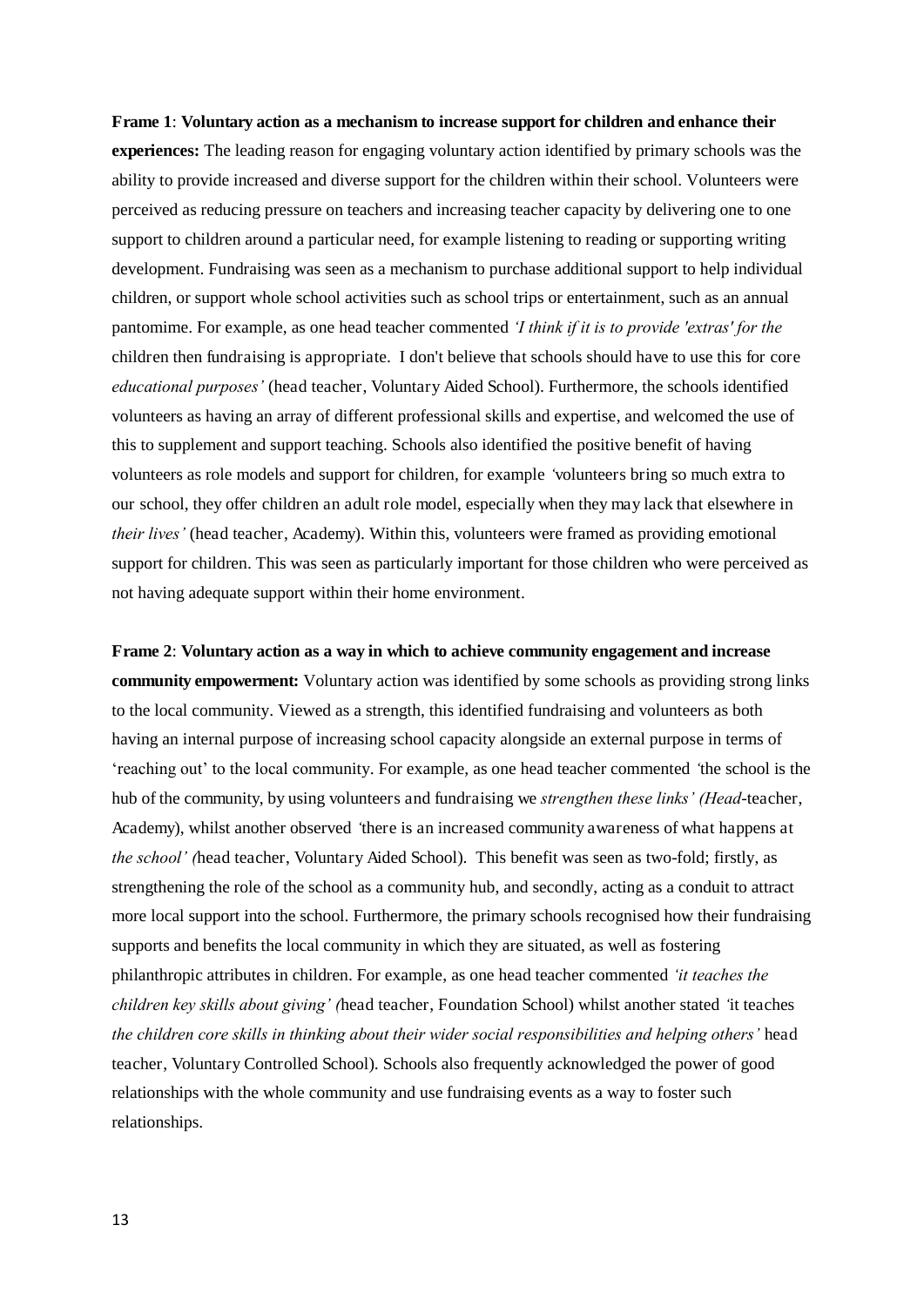**Frame 1**: **Voluntary action as a mechanism to increase support for children and enhance their experiences:** The leading reason for engaging voluntary action identified by primary schools was the ability to provide increased and diverse support for the children within their school. Volunteers were perceived as reducing pressure on teachers and increasing teacher capacity by delivering one to one support to children around a particular need, for example listening to reading or supporting writing development. Fundraising was seen as a mechanism to purchase additional support to help individual children, or support whole school activities such as school trips or entertainment, such as an annual pantomime. For example, as one head teacher commented *'I think if it is to provide 'extras' for the* children then fundraising is appropriate. I don't believe that schools should have to use this for core *educational purposes'* (head teacher, Voluntary Aided School). Furthermore, the schools identified volunteers as having an array of different professional skills and expertise, and welcomed the use of this to supplement and support teaching. Schools also identified the positive benefit of having volunteers as role models and support for children, for example *'*volunteers bring so much extra to our school, they offer children an adult role model, especially when they may lack that elsewhere in *their lives'* (head teacher, Academy). Within this, volunteers were framed as providing emotional support for children. This was seen as particularly important for those children who were perceived as not having adequate support within their home environment.

**Frame 2**: **Voluntary action as a way in which to achieve community engagement and increase community empowerment:** Voluntary action was identified by some schools as providing strong links to the local community. Viewed as a strength, this identified fundraising and volunteers as both having an internal purpose of increasing school capacity alongside an external purpose in terms of 'reaching out' to the local community. For example, as one head teacher commented *'*the school is the hub of the community, by using volunteers and fundraising we *strengthen these links' (Head*-teacher, Academy), whilst another observed *'*there is an increased community awareness of what happens at *the school' (*head teacher, Voluntary Aided School). This benefit was seen as two-fold; firstly, as strengthening the role of the school as a community hub, and secondly, acting as a conduit to attract more local support into the school. Furthermore, the primary schools recognised how their fundraising supports and benefits the local community in which they are situated, as well as fostering philanthropic attributes in children. For example, as one head teacher commented *'it teaches the children key skills about giving' (*head teacher, Foundation School) whilst another stated *'*it teaches *the children core skills in thinking about their wider social responsibilities and helping others'* head teacher, Voluntary Controlled School). Schools also frequently acknowledged the power of good relationships with the whole community and use fundraising events as a way to foster such relationships.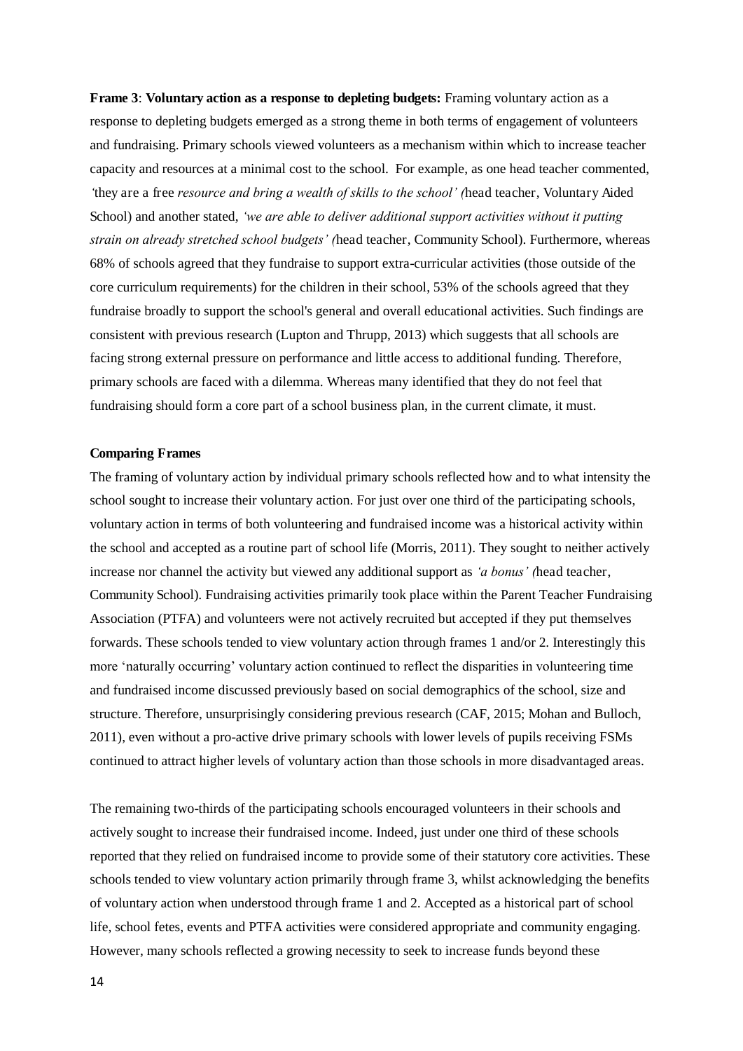**Frame 3**: **Voluntary action as a response to depleting budgets:** Framing voluntary action as a response to depleting budgets emerged as a strong theme in both terms of engagement of volunteers and fundraising. Primary schools viewed volunteers as a mechanism within which to increase teacher capacity and resources at a minimal cost to the school. For example, as one head teacher commented, *'*they are a free *resource and bring a wealth of skills to the school' (*head teacher, Voluntary Aided School) and another stated, *'we are able to deliver additional support activities without it putting strain on already stretched school budgets' (*head teacher, Community School). Furthermore, whereas 68% of schools agreed that they fundraise to support extra-curricular activities (those outside of the core curriculum requirements) for the children in their school, 53% of the schools agreed that they fundraise broadly to support the school's general and overall educational activities. Such findings are consistent with previous research (Lupton and Thrupp, 2013) which suggests that all schools are facing strong external pressure on performance and little access to additional funding. Therefore, primary schools are faced with a dilemma. Whereas many identified that they do not feel that fundraising should form a core part of a school business plan, in the current climate, it must.

#### Comparing Frames

The framing of voluntary action by individual primary schools reflected how and to what intensity the school sought to increase their voluntary action. For just over one third of the participating schools, voluntary action in terms of both volunteering and fundraised income was a historical activity within the school and accepted as a routine part of school life (Morris, 2011). They sought to neither actively increase nor channel the activity but viewed any additional support as *'a bonus' (*head teacher, Community School). Fundraising activities primarily took place within the Parent Teacher Fundraising Association (PTFA) and volunteers were not actively recruited but accepted if they put themselves forwards. These schools tended to view voluntary action through frames 1 and/or 2. Interestingly this more 'naturally occurring' voluntary action continued to reflect the disparities in volunteering time and fundraised income discussed previously based on social demographics of the school, size and structure. Therefore, unsurprisingly considering previous research (CAF, 2015; Mohan and Bulloch, 2011), even without a pro-active drive primary schools with lower levels of pupils receiving FSMs continued to attract higher levels of voluntary action than those schools in more disadvantaged areas.

The remaining two-thirds of the participating schools encouraged volunteers in their schools and actively sought to increase their fundraised income. Indeed, just under one third of these schools reported that they relied on fundraised income to provide some of their statutory core activities. These schools tended to view voluntary action primarily through frame 3, whilst acknowledging the benefits of voluntary action when understood through frame 1 and 2. Accepted as a historical part of school life, school fetes, events and PTFA activities were considered appropriate and community engaging. However, many schools reflected a growing necessity to seek to increase funds beyond these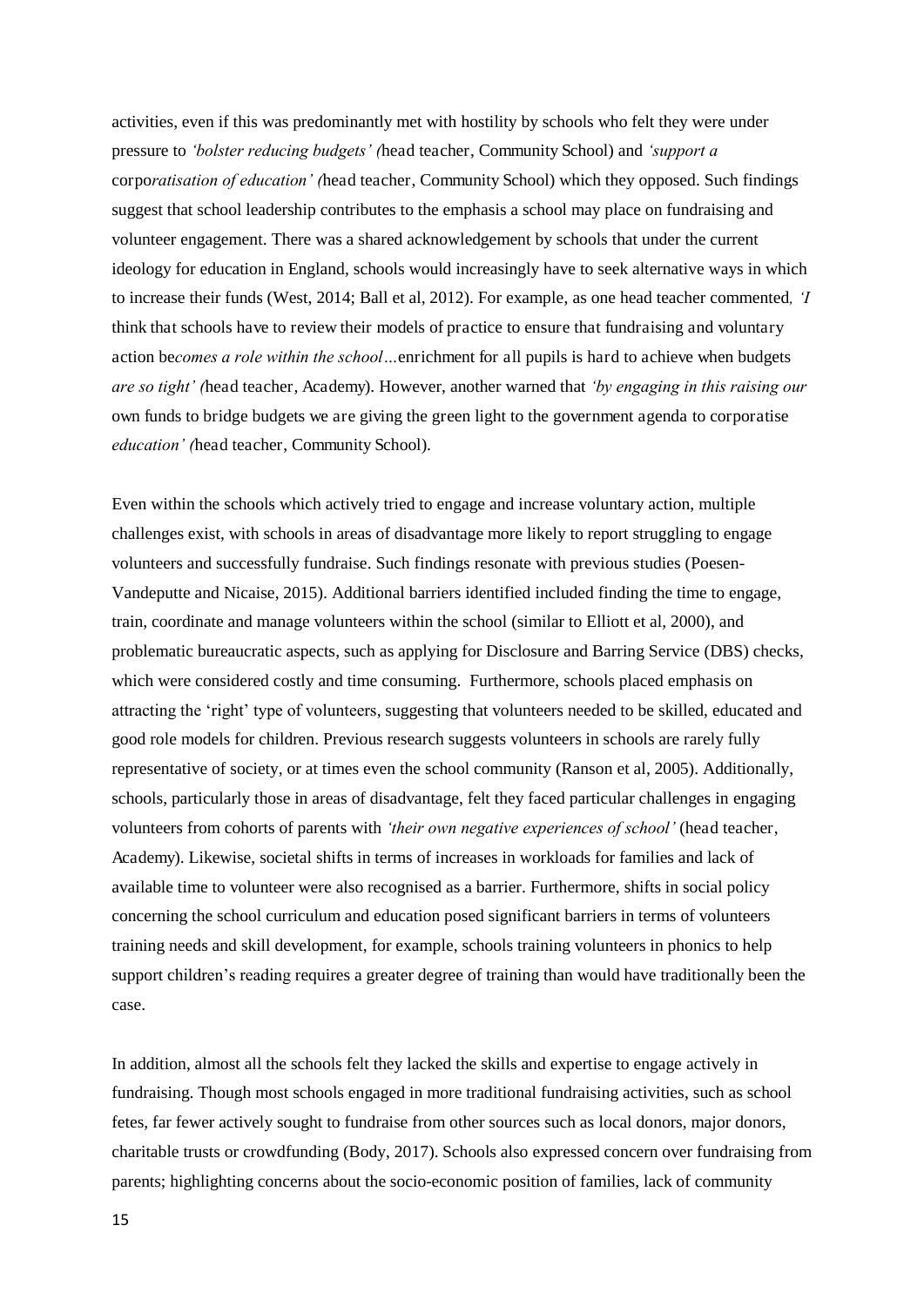activities, even if this was predominantly met with hostility by schools who felt they were under pressure to *'bolster reducing budgets'* (head teacher, Community School) and *'support a corporatisation of education'* (head teacher, Community School) which they opposed. Such findings suggest that school leadership contributes to the emphasis a school may place on fundraising and volunteer engagement. There was a shared acknowledgement by schools that under the current ideology for education in England, schools would increasingly have to seek alternative ways in which to increase their funds (West, 2014; Ball et al, 2012). For example, as one head teacher commented, *'I think that schools have to review their models of practice to ensure that fundraising and voluntary action becomes a role within the school…enrichment for all pupils is hard to achieve when budgets are so tight'* (head teacher, Academy). However, another warned that *'by engaging in this raising our own funds to bridge budgets we are giving the green light to the government agenda to corporatise education'* (head teacher, Community School).

Even within the schools which actively tried to engage and increase voluntary action, multiple challenges exist, with schools in areas of disadvantage more likely to report struggling to engage volunteers and successfully fundraise. Such findings resonate with previous studies (Poesen-Vandeputte and Nicaise, 2015). Additional barriers identified included finding the time to engage, train, coordinate and manage volunteers within the school (similar to Elliott et al, 2000), and problematic bureaucratic aspects, such as applying for Disclosure and Barring Service (DBS) checks, which were considered costly and time consuming. Furthermore, schools placed emphasis on attracting the 'right' type of volunteers, suggesting that volunteers needed to be skilled, educated and good role models for children. Previous research suggests volunteers in schools are rarely fully representative of society, or at times even the school community (Ranson et al, 2005). Additionally, schools, particularly those in areas of disadvantage, felt they faced particular challenges in engaging volunteers from cohorts of parents with *'their own negative experiences of school'* (head teacher, Academy). Likewise, societal shifts in terms of increases in workloads for families and lack of available time to volunteer were also recognised as a barrier. Furthermore, shifts in social policy concerning the school curriculum and education posed significant barriers in terms of volunteers training needs and skill development, for example, schools training volunteers in phonics to help support children's reading requires a greater degree of training than would have traditionally been the case.

In addition, almost all the schools felt they lacked the skills and expertise to engage actively in fundraising. Though most schools engaged in more traditional fundraising activities, such as school fetes, far fewer actively sought to fundraise from other sources such as local donors, major donors, charitable trusts or crowdfunding (Body, 2017). Schools also expressed concern over fundraising from parents; highlighting concerns about the socio-economic position of families, lack of community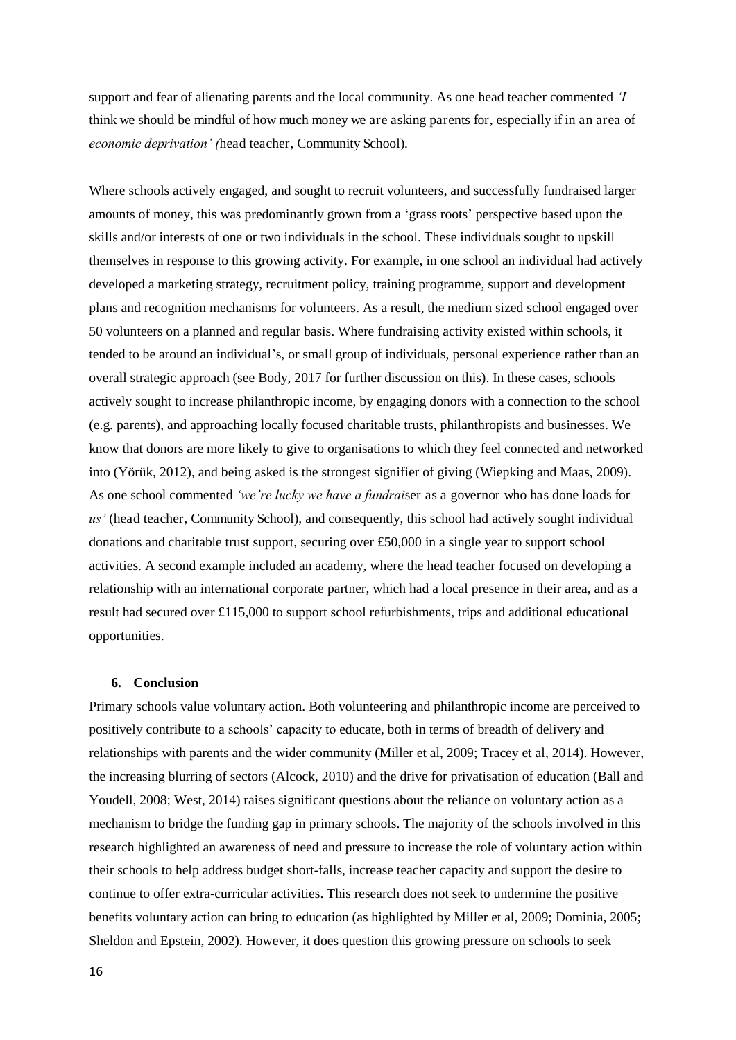support and fear of alienating parents and the local community. As one head teacher commented *'I think we should be mindful of how much money we are asking parents for, especially if in an area of economic deprivation' (*head teacher, Community School).

Where schools actively engaged, and sought to recruit volunteers, and successfully fundraised larger amounts of money, this was predominantly grown from a 'grass roots' perspective based upon the skills and/or interests of one or two individuals in the school. These individuals sought to upskill themselves in response to this growing activity. For example, in one school an individual had actively developed a marketing strategy, recruitment policy, training programme, support and development plans and recognition mechanisms for volunteers. As a result, the medium sized school engaged over 50 volunteers on a planned and regular basis. Where fundraising activity existed within schools, it tended to be around an individual's, or small group of individuals, personal experience rather than an overall strategic approach (see Body, 2017 for further discussion on this). In these cases, schools actively sought to increase philanthropic income, by engaging donors with a connection to the school (e.g. parents), and approaching locally focused charitable trusts, philanthropists and businesses. We know that donors are more likely to give to organisations to which they feel connected and networked into (Yörük, 2012), and being asked is the strongest signifier of giving (Wiepking and Maas, 2009). As one school commented *'we're lucky we have a fundrai*ser as a governor who has done loads for *us'* (head teacher, Community School), and consequently, this school had actively sought individual donations and charitable trust support, securing over £50,000 in a single year to support school activities. A second example included an academy, where the head teacher focused on developing a relationship with an international corporate partner, which had a local presence in their area, and as a result had secured over £115,000 to support school refurbishments, trips and additional educational opportunities.

## 6. Conclusion

Primary schools value voluntary action. Both volunteering and philanthropic income are perceived to positively contribute to a schools' capacity to educate, both in terms of breadth of delivery and relationships with parents and the wider community (Miller et al, 2009; Tracey et al, 2014). However, the increasing blurring of sectors (Alcock, 2010) and the drive for privatisation of education (Ball and Youdell, 2008; West, 2014) raises significant questions about the reliance on voluntary action as a mechanism to bridge the funding gap in primary schools. The majority of the schools involved in this research highlighted an awareness of need and pressure to increase the role of voluntary action within their schools to help address budget short-falls, increase teacher capacity and support the desire to continue to offer extra-curricular activities. This research does not seek to undermine the positive benefits voluntary action can bring to education (as highlighted by Miller et al, 2009; Dominia, 2005; Sheldon and Epstein, 2002). However, it does question this growing pressure on schools to seek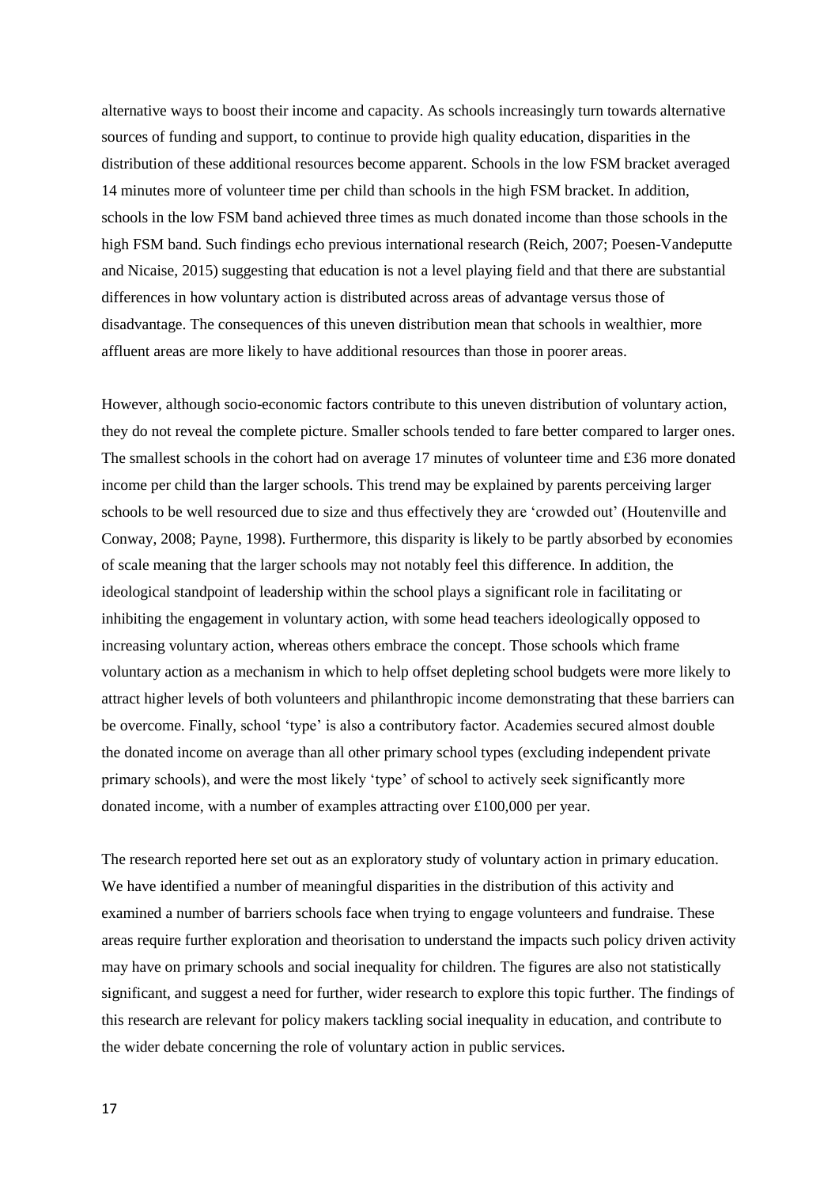alternative ways to boost their income and capacity. As schools increasingly turn towards alternative sources of funding and support, to continue to provide high quality education, disparities in the distribution of these additional resources become apparent. Schools in the low FSM bracket averaged 14 minutes more of volunteer time per child than schools in the high FSM bracket. In addition, schools in the low FSM band achieved three times as much donated income than those schools in the high FSM band. Such findings echo previous international research (Reich, 2007; Poesen-Vandeputte and Nicaise, 2015) suggesting that education is not a level playing field and that there are substantial differences in how voluntary action is distributed across areas of advantage versus those of disadvantage. The consequences of this uneven distribution mean that schools in wealthier, more affluent areas are more likely to have additional resources than those in poorer areas.

However, although socio-economic factors contribute to this uneven distribution of voluntary action, they do not reveal the complete picture. Smaller schools tended to fare better compared to larger ones. The smallest schools in the cohort had on average 17 minutes of volunteer time and £36 more donated income per child than the larger schools. This trend may be explained by parents perceiving larger schools to be well resourced due to size and thus effectively they are 'crowded out' (Houtenville and Conway, 2008; Payne, 1998). Furthermore, this disparity is likely to be partly absorbed by economies of scale meaning that the larger schools may not notably feel this difference. In addition, the ideological standpoint of leadership within the school plays a significant role in facilitating or inhibiting the engagement in voluntary action, with some head teachers ideologically opposed to increasing voluntary action, whereas others embrace the concept. Those schools which frame voluntary action as a mechanism in which to help offset depleting school budgets were more likely to attract higher levels of both volunteers and philanthropic income demonstrating that these barriers can be overcome. Finally, school 'type' is also a contributory factor. Academies secured almost double the donated income on average than all other primary school types (excluding independent private primary schools), and were the most likely 'type' of school to actively seek significantly more donated income, with a number of examples attracting over £100,000 per year.

The research reported here set out as an exploratory study of voluntary action in primary education. We have identified a number of meaningful disparities in the distribution of this activity and examined a number of barriers schools face when trying to engage volunteers and fundraise. These areas require further exploration and theorisation to understand the impacts such policy driven activity may have on primary schools and social inequality for children. The figures are also not statistically significant, and suggest a need for further, wider research to explore this topic further. The findings of this research are relevant for policy makers tackling social inequality in education, and contribute to the wider debate concerning the role of voluntary action in public services.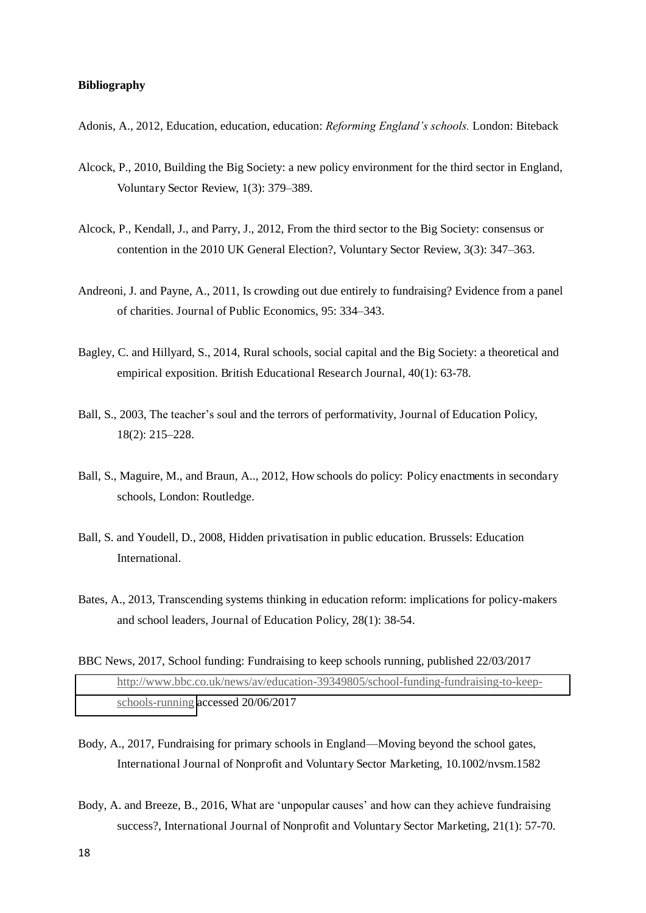**Bibliography**

Adonis, A., 2012, Education, education, education: *Reforming England's schools.* London: Biteback

Alcock, P., 2010, Building the Big Society: a new policy environment for the third sector in England, Voluntary Sector Review, 1(3): 379–389.

Alcock, P., Kendall, J., and Parry, J., 2012, From the third sector to the Big Society: consensus or contention in the 2010 UK General Election?, Voluntary Sector Review, 3(3): 347–363.

Andreoni, J. and Payne, A., 2011, Is crowding out due entirely to fundraising? Evidence from a panel of charities. Journal of Public Economics, 95: 334–343.

Bagley, C. and Hillyard, S., 2014, Rural schools, social capital and the Big Society: a theoretical and empirical exposition. British Educational Research Journal, 40(1): 63-78.

Ball, S., 2003, The teacher's soul and the terrors of performativity, Journal of Education Policy, 18(2): 215–228.

Ball, S., Maguire, M., and Braun, A.., 2012, How schools do policy: Policy enactments in secondary schools, London: Routledge.

Ball, S. and Youdell, D., 2008, Hidden privatisation in public education. Brussels: Education International.

Bates, A., 2013, Transcending systems thinking in education reform: implications for policy-makers and school leaders, Journal of Education Policy, 28(1): 38-54.

BBC News, 2017, School funding: Fundraising to keep schools running, published 22/03/2017 http://www.bbc.co.uk/news/av/education-39349805/school-funding-fundraising-to-keep-schools-running accessed 20/06/2017

Body, A., 2017, Fundraising for primary schools in England—Moving beyond the school gates, International Journal of Nonprofit and Voluntary Sector Marketing, 10.1002/nvsm.1582

Body, A. and Breeze, B., 2016, What are 'unpopular causes' and how can they achieve fundraising success?, International Journal of Nonprofit and Voluntary Sector Marketing, 21(1): 57-70.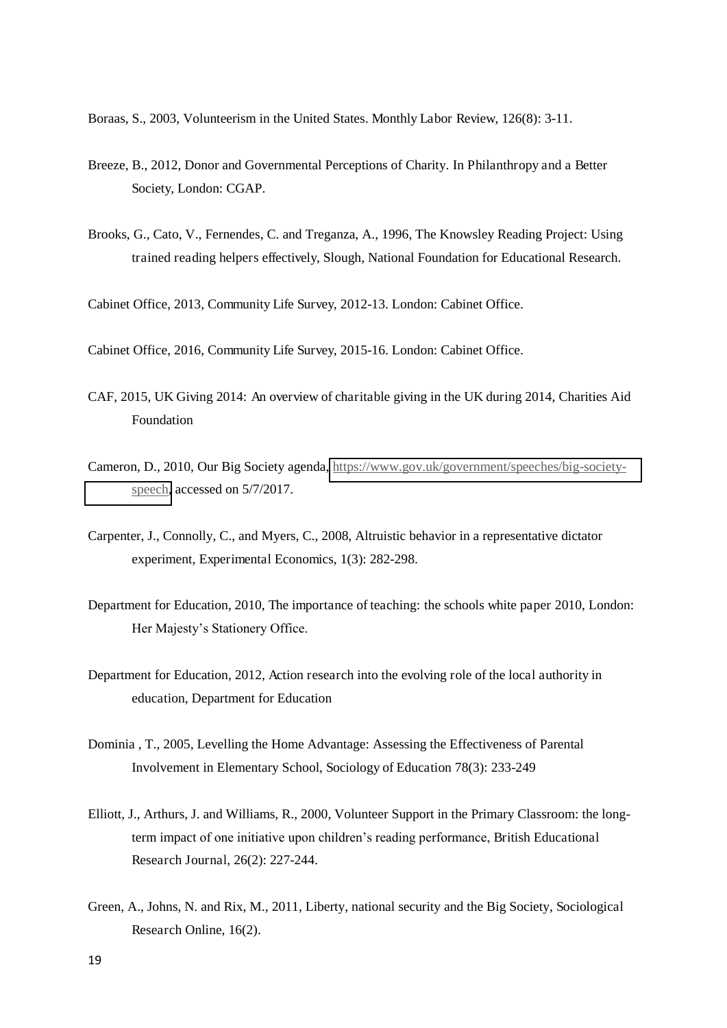Boraas, S., 2003, Volunteerism in the United States. Monthly Labor Review, 126(8): 3-11.

Breeze, B., 2012, Donor and Governmental Perceptions of Charity. In Philanthropy and a Better Society, London: CGAP.

Brooks, G., Cato, V., Fernendes, C. and Treganza, A., 1996, The Knowsley Reading Project: Using trained reading helpers effectively, Slough, National Foundation for Educational Research.

Cabinet Office, 2013, Community Life Survey, 2012-13. London: Cabinet Office.

Cabinet Office, 2016, Community Life Survey, 2015-16. London: Cabinet Office.

CAF, 2015, UK Giving 2014: An overview of charitable giving in the UK during 2014, Charities Aid Foundation

Cameron, D., 2010, Our Big Society agenda, https://www.gov.uk/government/speeches/big-society-speech, accessed on 5/7/2017.

Carpenter, J., Connolly, C., and Myers, C., 2008, Altruistic behavior in a representative dictator experiment, Experimental Economics, 1(3): 282-298.

Department for Education, 2010, The importance of teaching: the schools white paper 2010, London: Her Majesty's Stationery Office.

Department for Education, 2012, Action research into the evolving role of the local authority in education, Department for Education

Dominia , T., 2005, Levelling the Home Advantage: Assessing the Effectiveness of Parental Involvement in Elementary School, Sociology of Education 78(3): 233-249

Elliott, J., Arthurs, J. and Williams, R., 2000, Volunteer Support in the Primary Classroom: the long-term impact of one initiative upon children's reading performance, British Educational Research Journal, 26(2): 227-244.

Green, A., Johns, N. and Rix, M., 2011, Liberty, national security and the Big Society, Sociological Research Online, 16(2).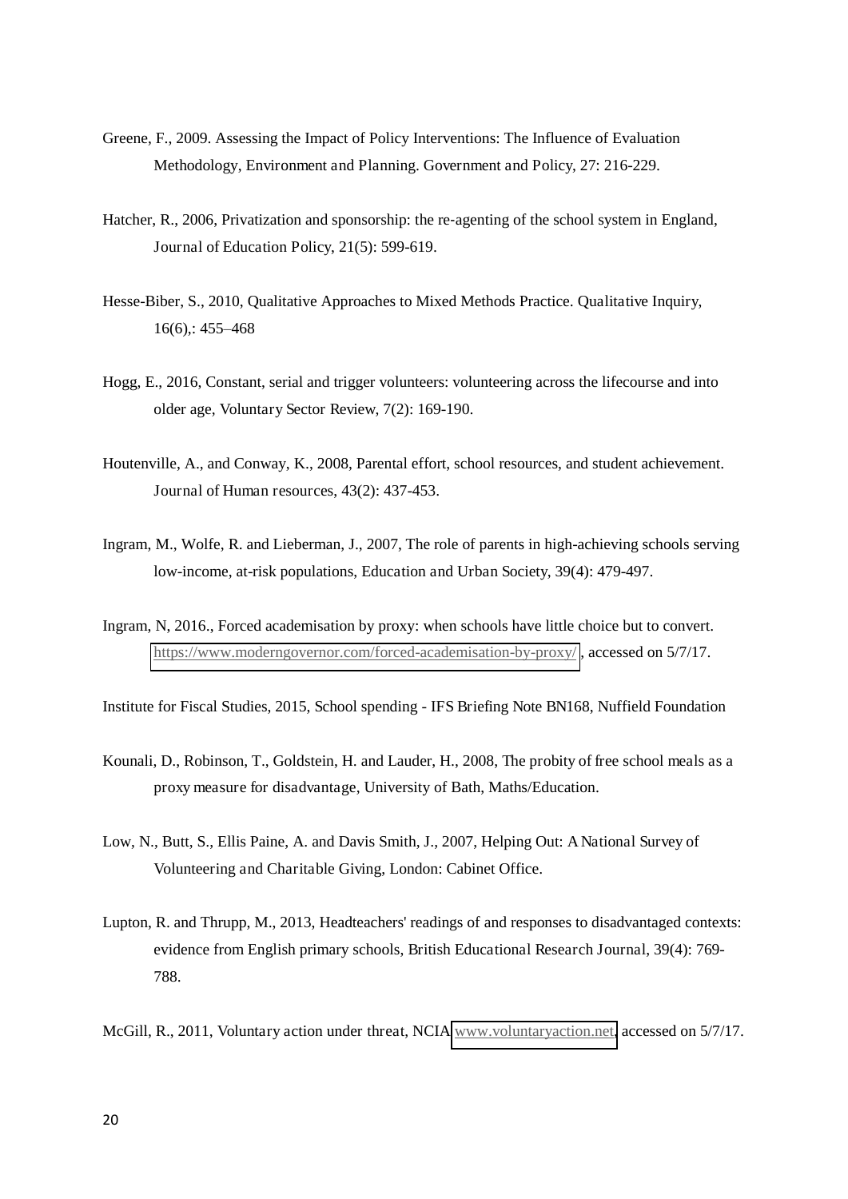Greene, F., 2009. Assessing the Impact of Policy Interventions: The Influence of Evaluation Methodology, Environment and Planning. Government and Policy, 27: 216-229.

Hatcher, R., 2006, Privatization and sponsorship: the re-agenting of the school system in England, Journal of Education Policy, 21(5): 599-619.

Hesse-Biber, S., 2010, Qualitative Approaches to Mixed Methods Practice. Qualitative Inquiry, 16(6),: 455–468

Hogg, E., 2016, Constant, serial and trigger volunteers: volunteering across the lifecourse and into older age, Voluntary Sector Review, 7(2): 169-190.

Houtenville, A., and Conway, K., 2008, Parental effort, school resources, and student achievement. Journal of Human resources, 43(2): 437-453.

Ingram, M., Wolfe, R. and Lieberman, J., 2007, The role of parents in high-achieving schools serving low-income, at-risk populations, Education and Urban Society, 39(4): 479-497.

Ingram, N, 2016., Forced academisation by proxy: when schools have little choice but to convert. https://www.moderngovernor.com/forced-academisation-by-proxy/, accessed on 5/7/17.

Institute for Fiscal Studies, 2015, School spending - IFS Briefing Note BN168, Nuffield Foundation

Kounali, D., Robinson, T., Goldstein, H. and Lauder, H., 2008, The probity of free school meals as a proxy measure for disadvantage, University of Bath, Maths/Education.

Low, N., Butt, S., Ellis Paine, A. and Davis Smith, J., 2007, Helping Out: A National Survey of Volunteering and Charitable Giving, London: Cabinet Office.

Lupton, R. and Thrupp, M., 2013, Headteachers' readings of and responses to disadvantaged contexts: evidence from English primary schools, British Educational Research Journal, 39(4): 769-788.

McGill, R., 2011, Voluntary action under threat, NCIA www.voluntaryaction.net, accessed on 5/7/17.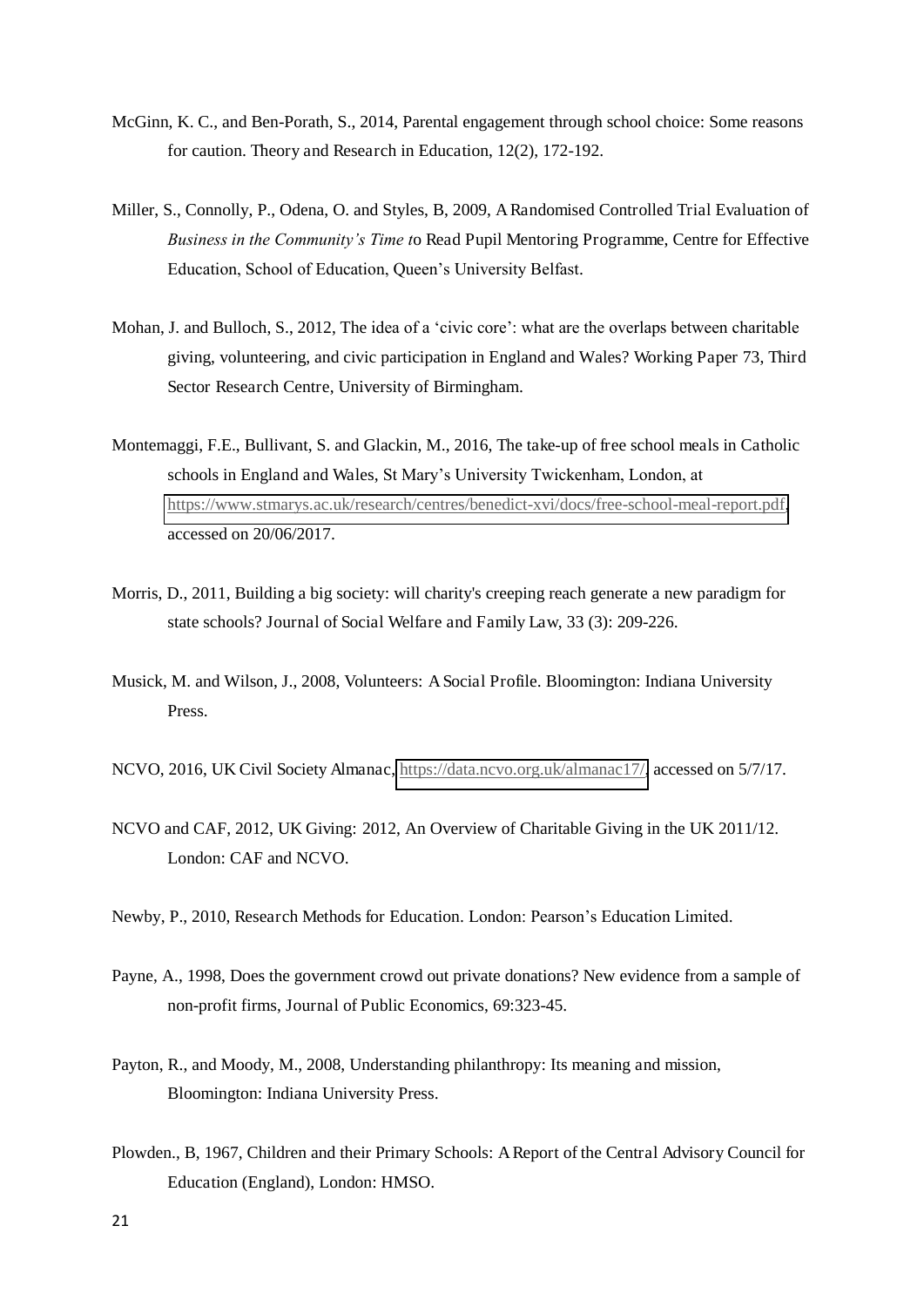McGinn, K. C., and Ben-Porath, S., 2014, Parental engagement through school choice: Some reasons for caution. Theory and Research in Education, 12(2), 172-192.

Miller, S., Connolly, P., Odena, O. and Styles, B, 2009, A Randomised Controlled Trial Evaluation of *Business in the Community's Time t*o Read Pupil Mentoring Programme, Centre for Effective Education, School of Education, Queen's University Belfast.

Mohan, J. and Bulloch, S., 2012, The idea of a 'civic core': what are the overlaps between charitable giving, volunteering, and civic participation in England and Wales? Working Paper 73, Third Sector Research Centre, University of Birmingham.

Montemaggi, F.E., Bullivant, S. and Glackin, M., 2016, The take-up of free school meals in Catholic schools in England and Wales, St Mary's University Twickenham, London, at https://www.stmarys.ac.uk/research/centres/benedict-xvi/docs/free-school-meal-report.pdf, accessed on 20/06/2017.

Morris, D., 2011, Building a big society: will charity's creeping reach generate a new paradigm for state schools? Journal of Social Welfare and Family Law, 33 (3): 209-226.

Musick, M. and Wilson, J., 2008, Volunteers: A Social Profile. Bloomington: Indiana University Press.

NCVO, 2016, UK Civil Society Almanac, https://data.ncvo.org.uk/almanac17/, accessed on 5/7/17.

NCVO and CAF, 2012, UK Giving: 2012, An Overview of Charitable Giving in the UK 2011/12. London: CAF and NCVO.

Newby, P., 2010, Research Methods for Education. London: Pearson's Education Limited.

Payne, A., 1998, Does the government crowd out private donations? New evidence from a sample of non-profit firms, Journal of Public Economics, 69:323-45.

Payton, R., and Moody, M., 2008, Understanding philanthropy: Its meaning and mission, Bloomington: Indiana University Press.

Plowden., B, 1967, Children and their Primary Schools: A Report of the Central Advisory Council for Education (England), London: HMSO.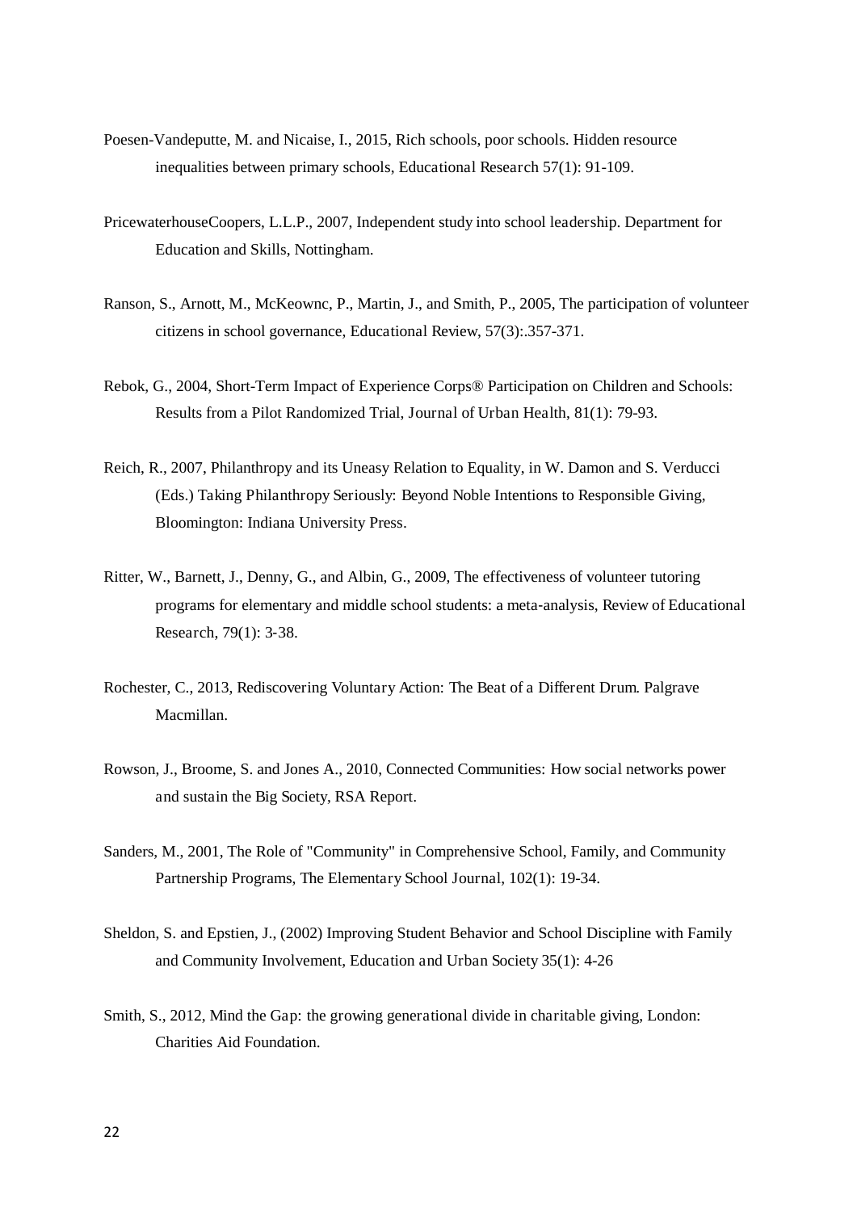Poesen-Vandeputte, M. and Nicaise, I., 2015, Rich schools, poor schools. Hidden resource inequalities between primary schools, Educational Research 57(1): 91-109.

PricewaterhouseCoopers, L.L.P., 2007, Independent study into school leadership. Department for Education and Skills, Nottingham.

Ranson, S., Arnott, M., McKeownc, P., Martin, J., and Smith, P., 2005, The participation of volunteer citizens in school governance, Educational Review, 57(3):.357-371.

Rebok, G., 2004, Short-Term Impact of Experience Corps® Participation on Children and Schools: Results from a Pilot Randomized Trial, Journal of Urban Health, 81(1): 79-93.

Reich, R., 2007, Philanthropy and its Uneasy Relation to Equality, in W. Damon and S. Verducci (Eds.) Taking Philanthropy Seriously: Beyond Noble Intentions to Responsible Giving, Bloomington: Indiana University Press.

Ritter, W., Barnett, J., Denny, G., and Albin, G., 2009, The effectiveness of volunteer tutoring programs for elementary and middle school students: a meta-analysis, Review of Educational Research, 79(1): 3-38.

Rochester, C., 2013, Rediscovering Voluntary Action: The Beat of a Different Drum. Palgrave Macmillan.

Rowson, J., Broome, S. and Jones A., 2010, Connected Communities: How social networks power and sustain the Big Society, RSA Report.

Sanders, M., 2001, The Role of "Community" in Comprehensive School, Family, and Community Partnership Programs, The Elementary School Journal, 102(1): 19-34.

Sheldon, S. and Epstien, J., (2002) Improving Student Behavior and School Discipline with Family and Community Involvement, Education and Urban Society 35(1): 4-26

Smith, S., 2012, Mind the Gap: the growing generational divide in charitable giving, London: Charities Aid Foundation.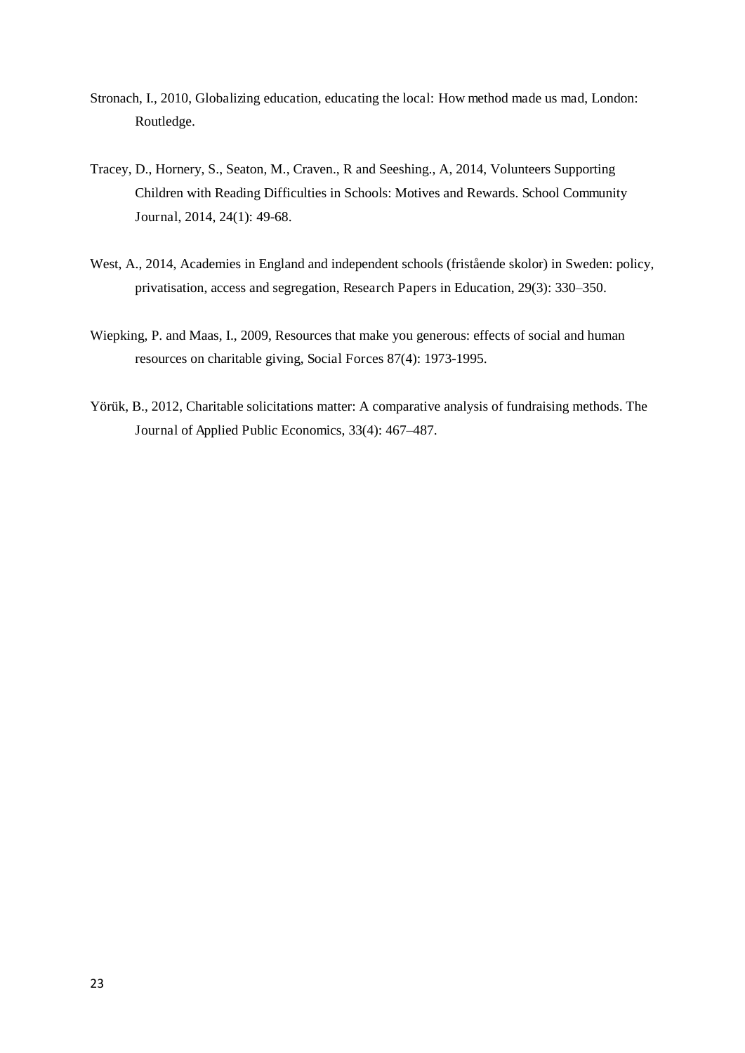Stronach, I., 2010, Globalizing education, educating the local: How method made us mad, London: Routledge.

Tracey, D., Hornery, S., Seaton, M., Craven., R and Seeshing., A, 2014, Volunteers Supporting Children with Reading Difficulties in Schools: Motives and Rewards. School Community Journal, 2014, 24(1): 49-68.

West, A., 2014, Academies in England and independent schools (fristående skolor) in Sweden: policy, privatisation, access and segregation, Research Papers in Education, 29(3): 330–350.

Wiepking, P. and Maas, I., 2009, Resources that make you generous: effects of social and human resources on charitable giving, Social Forces 87(4): 1973-1995.

Yörük, B., 2012, Charitable solicitations matter: A comparative analysis of fundraising methods. The Journal of Applied Public Economics, 33(4): 467–487.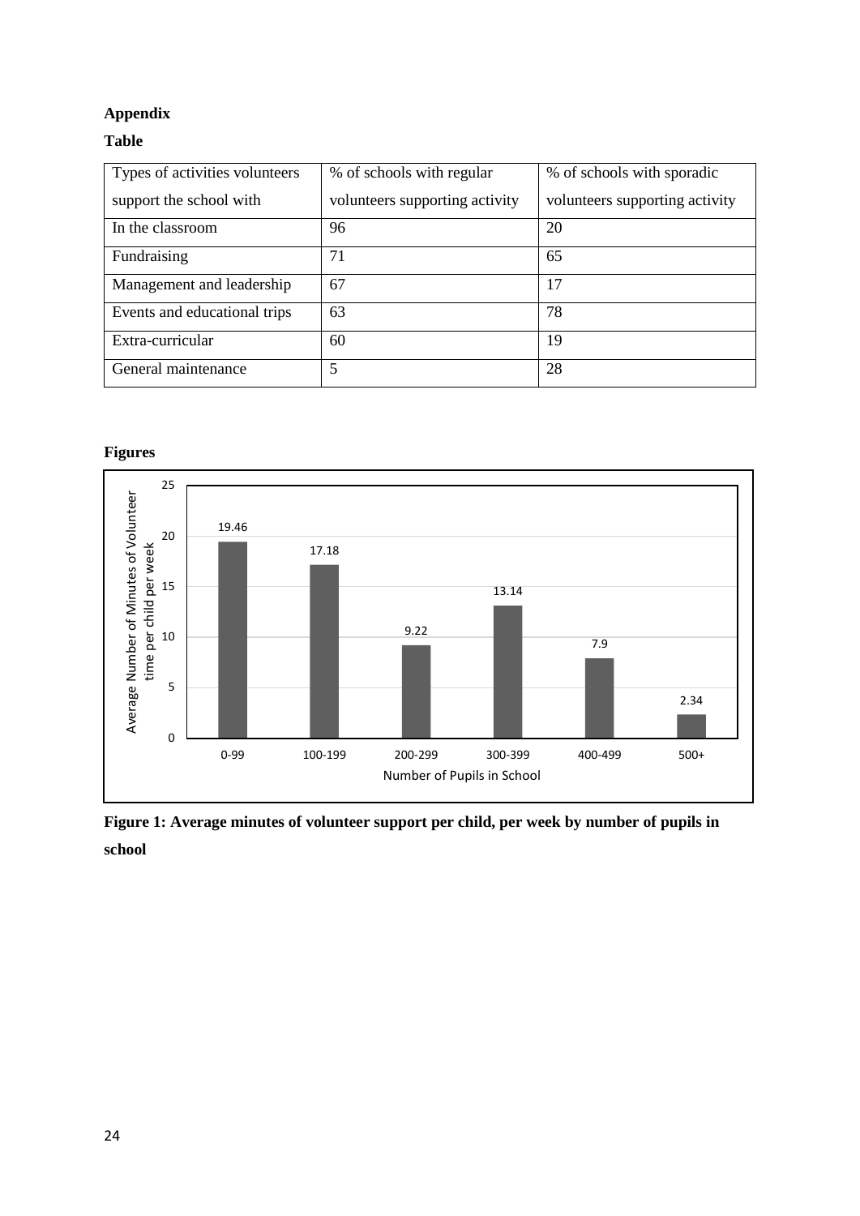**Appendix**

**Table**

| Types of activities volunteers support the school with | % of schools with regular volunteers supporting activity | % of schools with sporadic volunteers supporting activity |
|---|---|---|
| In the classroom | 96 | 20 |
| Fundraising | 71 | 65 |
| Management and leadership | 67 | 17 |
| Events and educational trips | 63 | 78 |
| Extra-curricular | 60 | 19 |
| General maintenance | 5 | 28 |

**Figures**

**Figure 1: Average minutes of volunteer support per child, per week by number of pupils in school**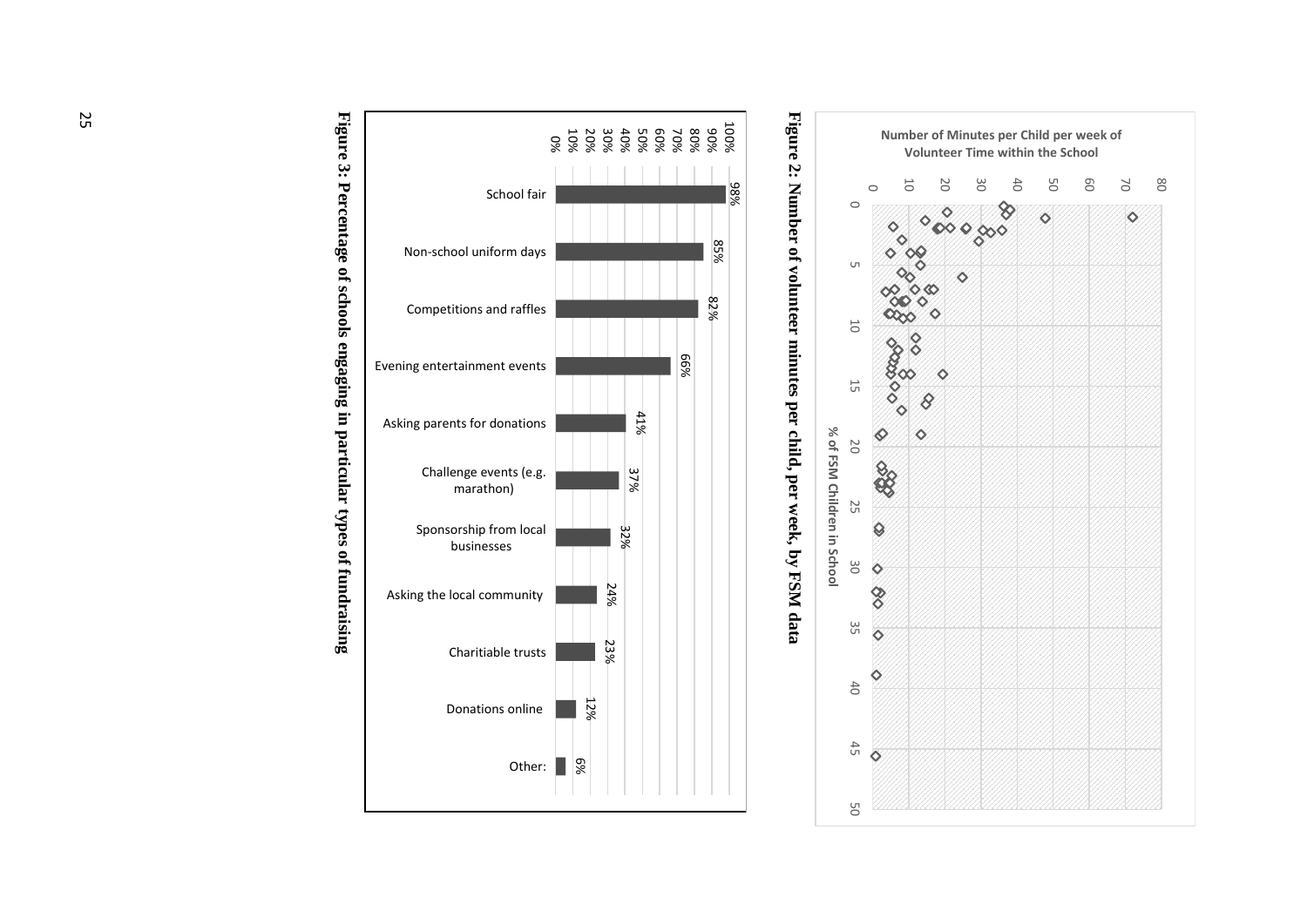**Figure 2: Number of volunteer minutes per child, per week, by FSM data**

| Fundraising type | % of schools |
| --- | --- |
| School fair | 98% |
| Non-school uniform days | 85% |
| Competitions and raffles | 82% |
| Evening entertainment events | 66% |
| Asking parents for donations | 41% |
| Challenge events (e.g. marathon) | 37% |
| Sponsorship from local businesses | 32% |
| Asking the local community | 24% |
| Charitiable trusts | 23% |
| Donations online | 12% |
| Other: | 6% |

**Figure 3: Percentage of schools engaging in particular types of fundraising**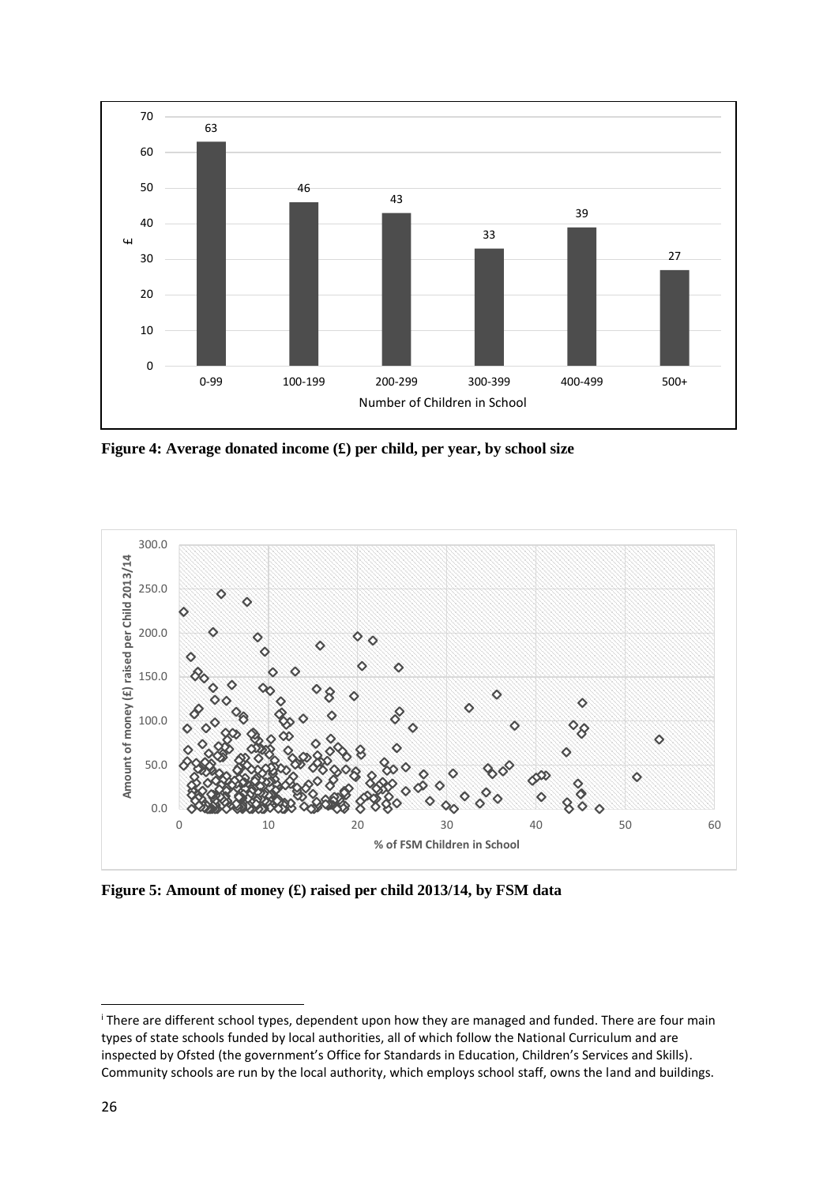Figure 4: Average donated income (£) per child, per year, by school size

Figure 5: Amount of money (£) raised per child 2013/14, by FSM data

[i] There are different school types, dependent upon how they are managed and funded. There are four main types of state schools funded by local authorities, all of which follow the National Curriculum and are inspected by Ofsted (the government's Office for Standards in Education, Children's Services and Skills). Community schools are run by the local authority, which employs school staff, owns the land and buildings.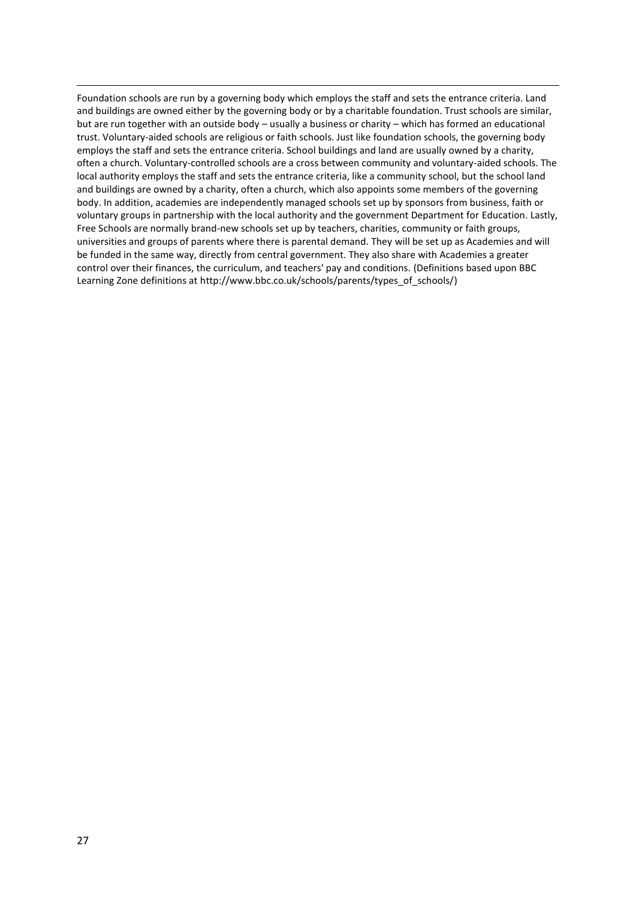Foundation schools are run by a governing body which employs the staff and sets the entrance criteria. Land and buildings are owned either by the governing body or by a charitable foundation. Trust schools are similar, but are run together with an outside body – usually a business or charity – which has formed an educational trust. Voluntary-aided schools are religious or faith schools. Just like foundation schools, the governing body employs the staff and sets the entrance criteria. School buildings and land are usually owned by a charity, often a church. Voluntary-controlled schools are a cross between community and voluntary-aided schools. The local authority employs the staff and sets the entrance criteria, like a community school, but the school land and buildings are owned by a charity, often a church, which also appoints some members of the governing body. In addition, academies are independently managed schools set up by sponsors from business, faith or voluntary groups in partnership with the local authority and the government Department for Education. Lastly, Free Schools are normally brand-new schools set up by teachers, charities, community or faith groups, universities and groups of parents where there is parental demand. They will be set up as Academies and will be funded in the same way, directly from central government. They also share with Academies a greater control over their finances, the curriculum, and teachers' pay and conditions. (Definitions based upon BBC Learning Zone definitions at http://www.bbc.co.uk/schools/parents/types_of_schools/)